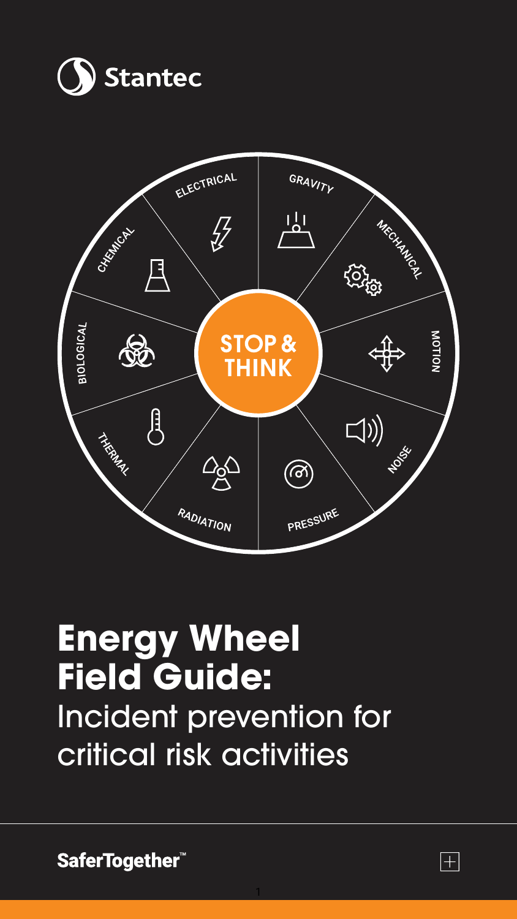Stantec

ELECTRICAL
GRAVITY
MECHANICAL
MOTION
NOISE
PRESSURE
RADIATION
THERMAL
BIOLOGICAL
CHEMICAL

STOP & THINK

# Energy Wheel Field Guide:

Incident prevention for critical risk activities

SaferTogether™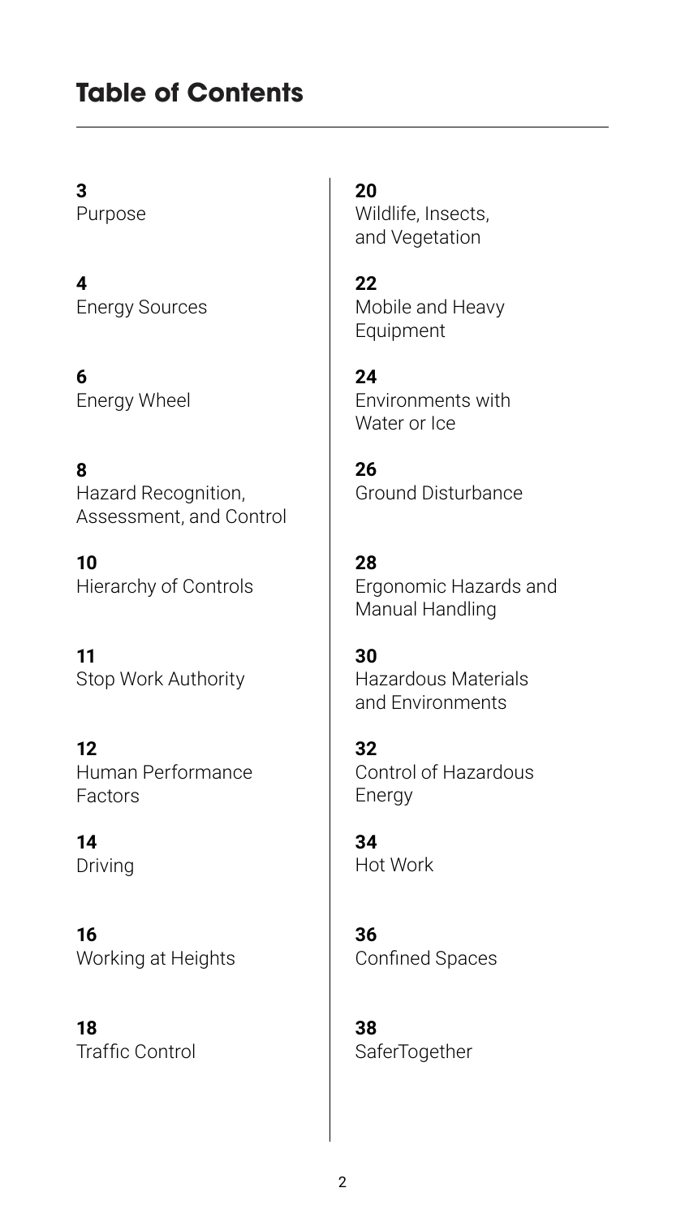# Table of Contents

**3**
Purpose

**4**
Energy Sources

**6**
Energy Wheel

**8**
Hazard Recognition, Assessment, and Control

**10**
Hierarchy of Controls

**11**
Stop Work Authority

**12**
Human Performance Factors

**14**
Driving

**16**
Working at Heights

**18**
Traffic Control

**20**
Wildlife, Insects, and Vegetation

**22**
Mobile and Heavy Equipment

**24**
Environments with Water or Ice

**26**
Ground Disturbance

**28**
Ergonomic Hazards and Manual Handling

**30**
Hazardous Materials and Environments

**32**
Control of Hazardous Energy

**34**
Hot Work

**36**
Confined Spaces

**38**
SaferTogether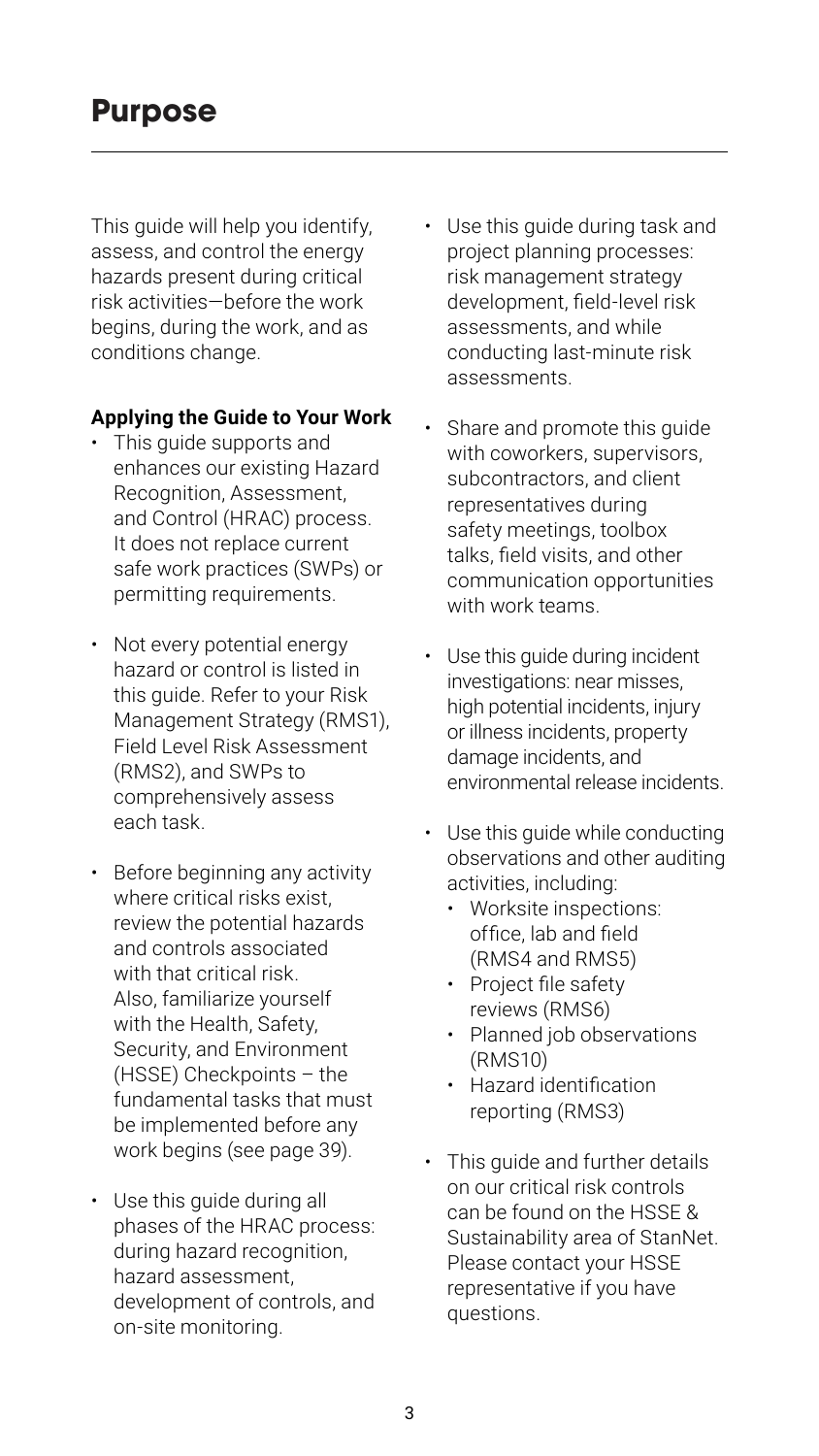# Purpose

This guide will help you identify, assess, and control the energy hazards present during critical risk activities—before the work begins, during the work, and as conditions change.

**Applying the Guide to Your Work**

- This guide supports and enhances our existing Hazard Recognition, Assessment, and Control (HRAC) process. It does not replace current safe work practices (SWPs) or permitting requirements.
- Not every potential energy hazard or control is listed in this guide. Refer to your Risk Management Strategy (RMS1), Field Level Risk Assessment (RMS2), and SWPs to comprehensively assess each task.
- Before beginning any activity where critical risks exist, review the potential hazards and controls associated with that critical risk. Also, familiarize yourself with the Health, Safety, Security, and Environment (HSSE) Checkpoints – the fundamental tasks that must be implemented before any work begins (see page 39).
- Use this guide during all phases of the HRAC process: during hazard recognition, hazard assessment, development of controls, and on-site monitoring.
- Use this guide during task and project planning processes: risk management strategy development, field-level risk assessments, and while conducting last-minute risk assessments.
- Share and promote this guide with coworkers, supervisors, subcontractors, and client representatives during safety meetings, toolbox talks, field visits, and other communication opportunities with work teams.
- Use this guide during incident investigations: near misses, high potential incidents, injury or illness incidents, property damage incidents, and environmental release incidents.
- Use this guide while conducting observations and other auditing activities, including:
  - Worksite inspections: office, lab and field (RMS4 and RMS5)
  - Project file safety reviews (RMS6)
  - Planned job observations (RMS10)
  - Hazard identification reporting (RMS3)
- This guide and further details on our critical risk controls can be found on the HSSE & Sustainability area of StanNet. Please contact your HSSE representative if you have questions.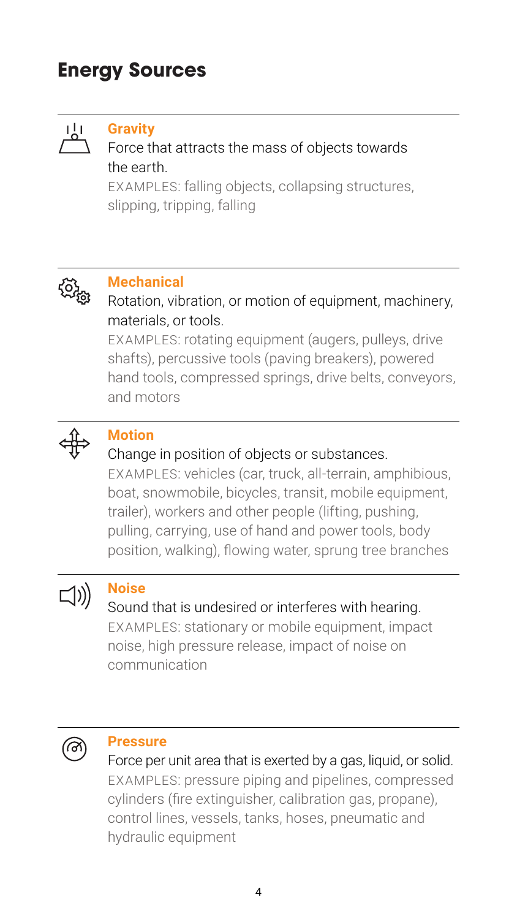## Energy Sources

### Gravity

Force that attracts the mass of objects towards the earth.

EXAMPLES: falling objects, collapsing structures, slipping, tripping, falling

### Mechanical

Rotation, vibration, or motion of equipment, machinery, materials, or tools.

EXAMPLES: rotating equipment (augers, pulleys, drive shafts), percussive tools (paving breakers), powered hand tools, compressed springs, drive belts, conveyors, and motors

### Motion

Change in position of objects or substances.

EXAMPLES: vehicles (car, truck, all-terrain, amphibious, boat, snowmobile, bicycles, transit, mobile equipment, trailer), workers and other people (lifting, pushing, pulling, carrying, use of hand and power tools, body position, walking), flowing water, sprung tree branches

### Noise

Sound that is undesired or interferes with hearing.

EXAMPLES: stationary or mobile equipment, impact noise, high pressure release, impact of noise on communication

### Pressure

Force per unit area that is exerted by a gas, liquid, or solid.

EXAMPLES: pressure piping and pipelines, compressed cylinders (fire extinguisher, calibration gas, propane), control lines, vessels, tanks, hoses, pneumatic and hydraulic equipment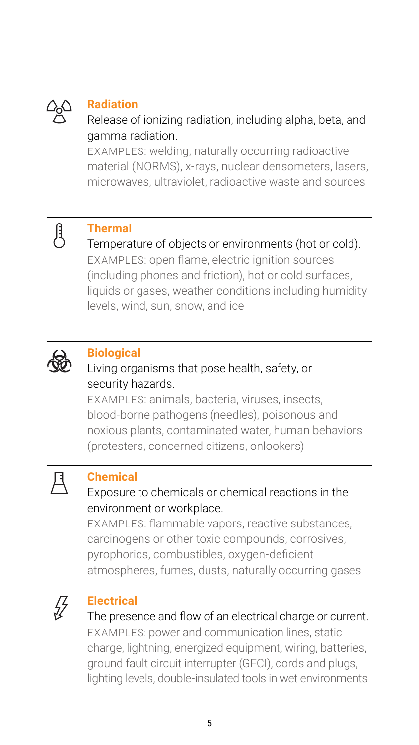## Radiation

Release of ionizing radiation, including alpha, beta, and gamma radiation.

EXAMPLES: welding, naturally occurring radioactive material (NORMS), x-rays, nuclear densometers, lasers, microwaves, ultraviolet, radioactive waste and sources

## Thermal

Temperature of objects or environments (hot or cold).

EXAMPLES: open flame, electric ignition sources (including phones and friction), hot or cold surfaces, liquids or gases, weather conditions including humidity levels, wind, sun, snow, and ice

## Biological

Living organisms that pose health, safety, or security hazards.

EXAMPLES: animals, bacteria, viruses, insects, blood-borne pathogens (needles), poisonous and noxious plants, contaminated water, human behaviors (protesters, concerned citizens, onlookers)

## Chemical

Exposure to chemicals or chemical reactions in the environment or workplace.

EXAMPLES: flammable vapors, reactive substances, carcinogens or other toxic compounds, corrosives, pyrophorics, combustibles, oxygen-deficient atmospheres, fumes, dusts, naturally occurring gases

## Electrical

The presence and flow of an electrical charge or current.

EXAMPLES: power and communication lines, static charge, lightning, energized equipment, wiring, batteries, ground fault circuit interrupter (GFCI), cords and plugs, lighting levels, double-insulated tools in wet environments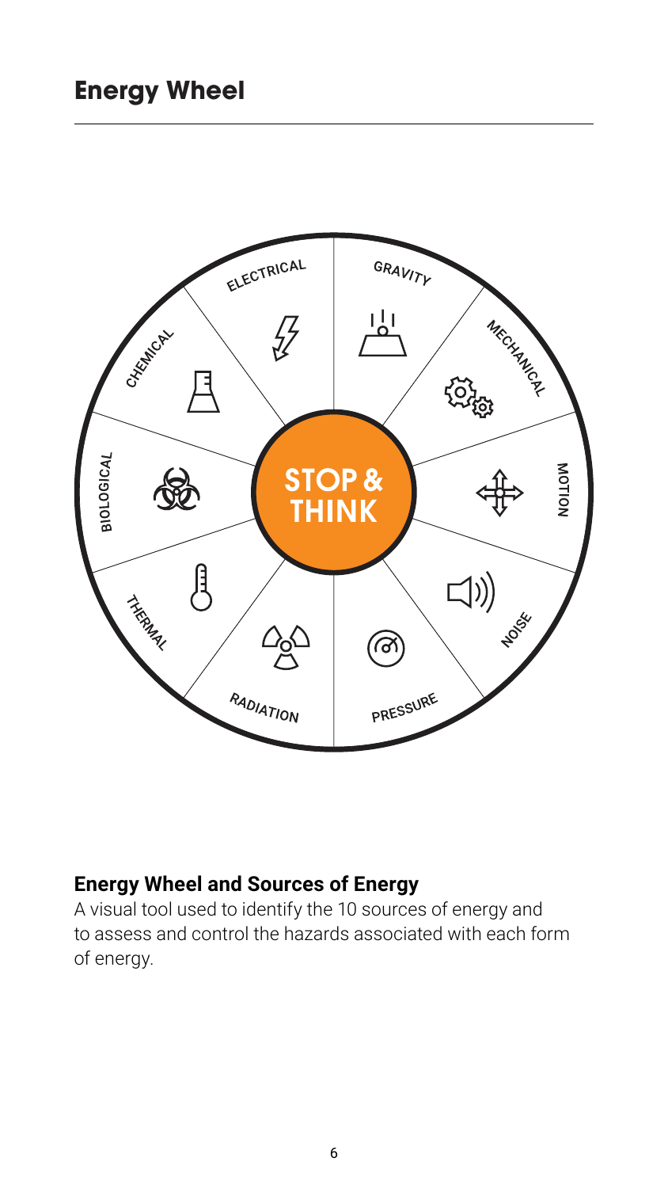# Energy Wheel

STOP & THINK

- ELECTRICAL
- GRAVITY
- MECHANICAL
- MOTION
- NOISE
- PRESSURE
- RADIATION
- THERMAL
- BIOLOGICAL
- CHEMICAL

**Energy Wheel and Sources of Energy**

A visual tool used to identify the 10 sources of energy and to assess and control the hazards associated with each form of energy.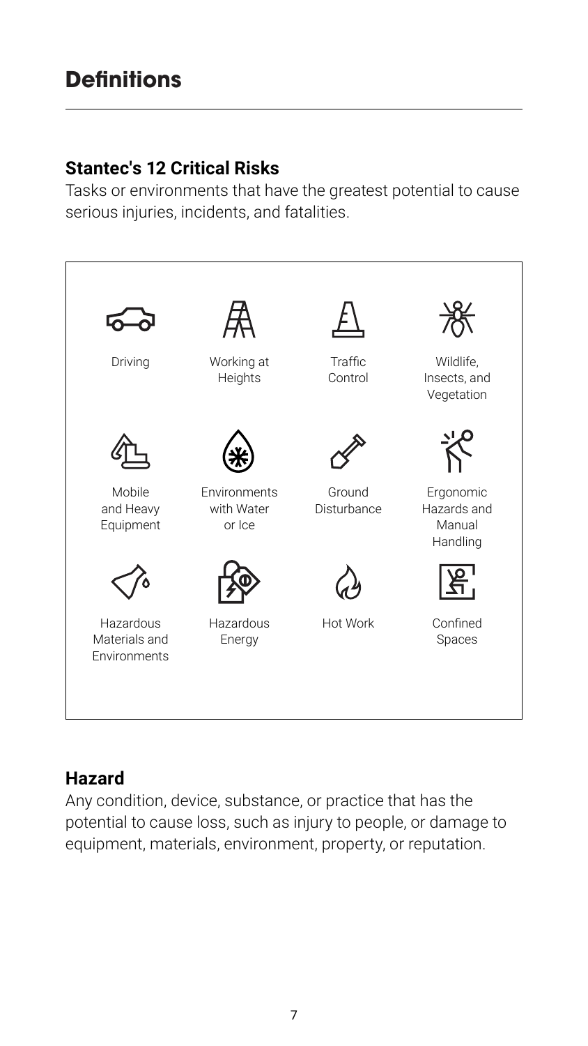# Definitions

## Stantec's 12 Critical Risks

Tasks or environments that have the greatest potential to cause serious injuries, incidents, and fatalities.

| | | | |
|---|---|---|---|
| Driving | Working at Heights | Traffic Control | Wildlife, Insects, and Vegetation |
| Mobile and Heavy Equipment | Environments with Water or Ice | Ground Disturbance | Ergonomic Hazards and Manual Handling |
| Hazardous Materials and Environments | Hazardous Energy | Hot Work | Confined Spaces |

## Hazard

Any condition, device, substance, or practice that has the potential to cause loss, such as injury to people, or damage to equipment, materials, environment, property, or reputation.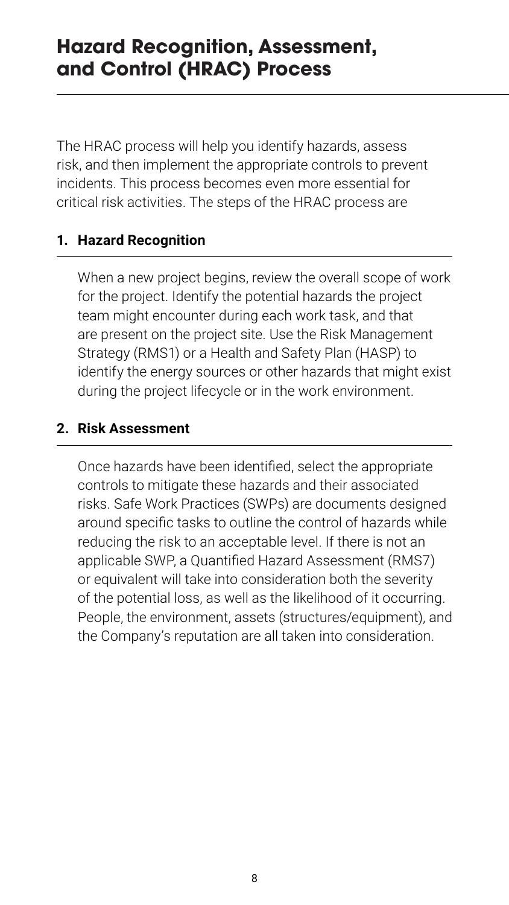# Hazard Recognition, Assessment, and Control (HRAC) Process

The HRAC process will help you identify hazards, assess risk, and then implement the appropriate controls to prevent incidents. This process becomes even more essential for critical risk activities. The steps of the HRAC process are

### 1. Hazard Recognition

When a new project begins, review the overall scope of work for the project. Identify the potential hazards the project team might encounter during each work task, and that are present on the project site. Use the Risk Management Strategy (RMS1) or a Health and Safety Plan (HASP) to identify the energy sources or other hazards that might exist during the project lifecycle or in the work environment.

### 2. Risk Assessment

Once hazards have been identified, select the appropriate controls to mitigate these hazards and their associated risks. Safe Work Practices (SWPs) are documents designed around specific tasks to outline the control of hazards while reducing the risk to an acceptable level. If there is not an applicable SWP, a Quantified Hazard Assessment (RMS7) or equivalent will take into consideration both the severity of the potential loss, as well as the likelihood of it occurring. People, the environment, assets (structures/equipment), and the Company's reputation are all taken into consideration.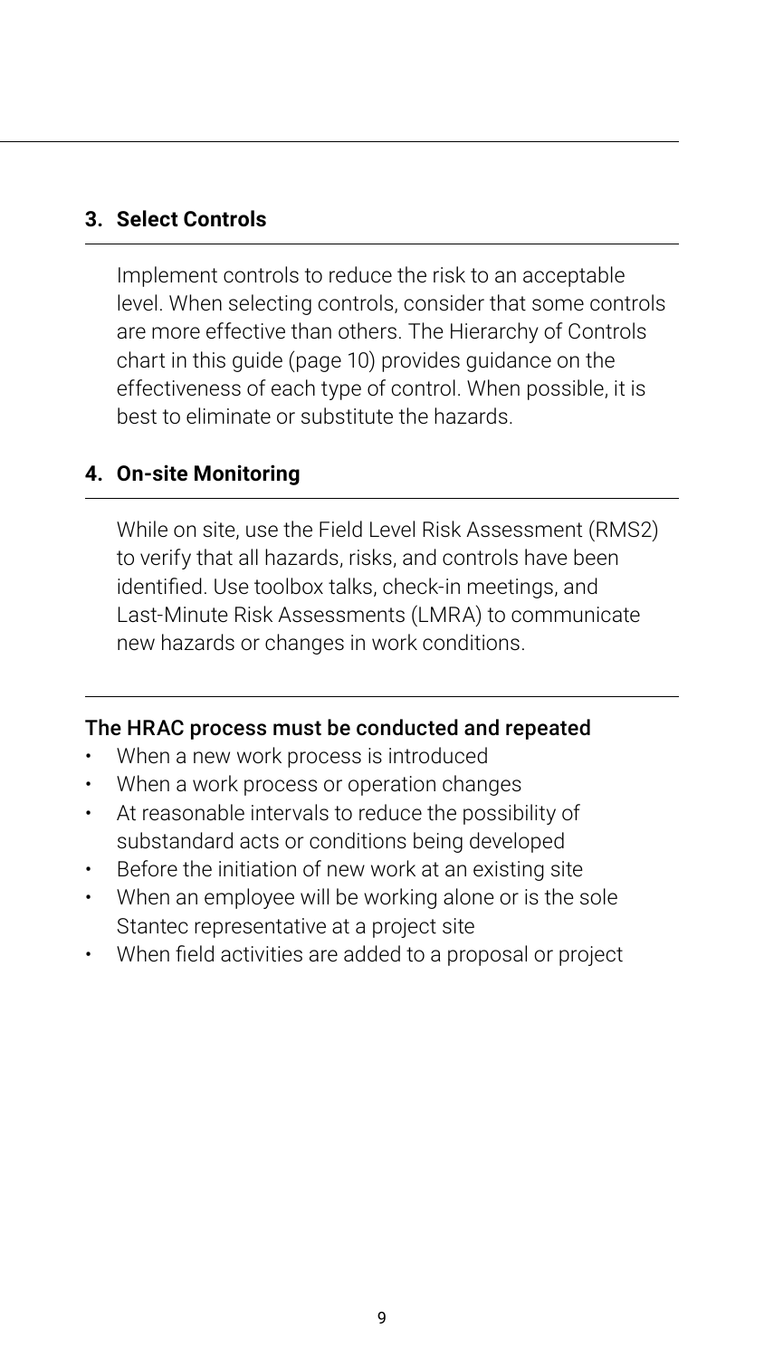### 3. Select Controls

Implement controls to reduce the risk to an acceptable level. When selecting controls, consider that some controls are more effective than others. The Hierarchy of Controls chart in this guide (page 10) provides guidance on the effectiveness of each type of control. When possible, it is best to eliminate or substitute the hazards.

### 4. On-site Monitoring

While on site, use the Field Level Risk Assessment (RMS2) to verify that all hazards, risks, and controls have been identified. Use toolbox talks, check-in meetings, and Last-Minute Risk Assessments (LMRA) to communicate new hazards or changes in work conditions.

**The HRAC process must be conducted and repeated**

- When a new work process is introduced
- When a work process or operation changes
- At reasonable intervals to reduce the possibility of substandard acts or conditions being developed
- Before the initiation of new work at an existing site
- When an employee will be working alone or is the sole Stantec representative at a project site
- When field activities are added to a proposal or project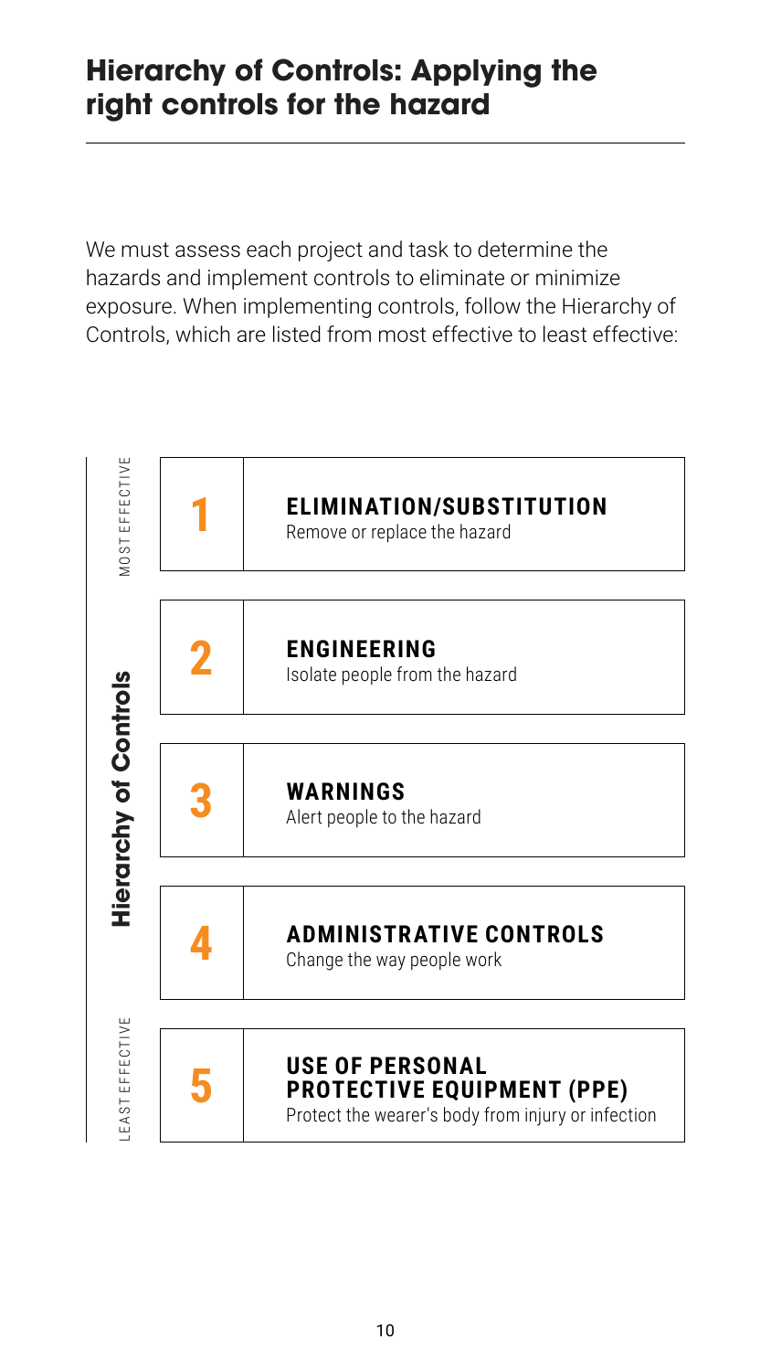## Hierarchy of Controls: Applying the right controls for the hazard

We must assess each project and task to determine the hazards and implement controls to eliminate or minimize exposure. When implementing controls, follow the Hierarchy of Controls, which are listed from most effective to least effective:

**Hierarchy of Controls**

MOST EFFECTIVE

1. **ELIMINATION/SUBSTITUTION**
   Remove or replace the hazard
2. **ENGINEERING**
   Isolate people from the hazard
3. **WARNINGS**
   Alert people to the hazard
4. **ADMINISTRATIVE CONTROLS**
   Change the way people work
5. **USE OF PERSONAL PROTECTIVE EQUIPMENT (PPE)**
   Protect the wearer's body from injury or infection

LEAST EFFECTIVE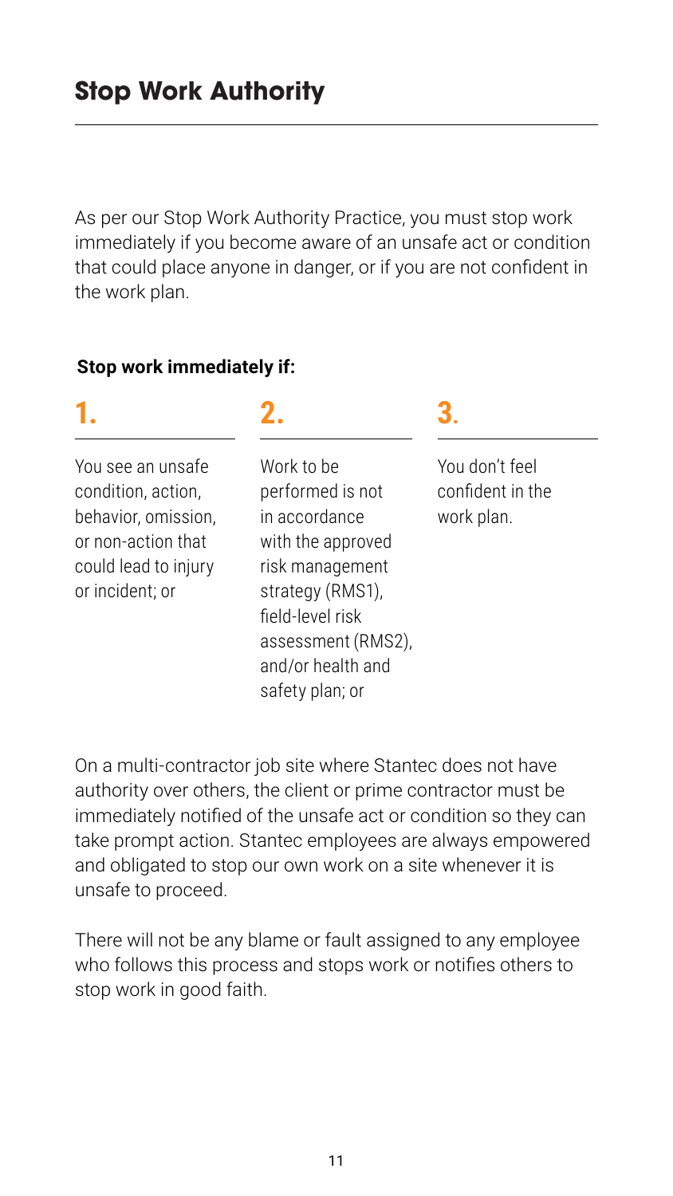# Stop Work Authority

As per our Stop Work Authority Practice, you must stop work immediately if you become aware of an unsafe act or condition that could place anyone in danger, or if you are not confident in the work plan.

**Stop work immediately if:**

1. You see an unsafe condition, action, behavior, omission, or non-action that could lead to injury or incident; or
2. Work to be performed is not in accordance with the approved risk management strategy (RMS1), field-level risk assessment (RMS2), and/or health and safety plan; or
3. You don't feel confident in the work plan.

On a multi-contractor job site where Stantec does not have authority over others, the client or prime contractor must be immediately notified of the unsafe act or condition so they can take prompt action. Stantec employees are always empowered and obligated to stop our own work on a site whenever it is unsafe to proceed.

There will not be any blame or fault assigned to any employee who follows this process and stops work or notifies others to stop work in good faith.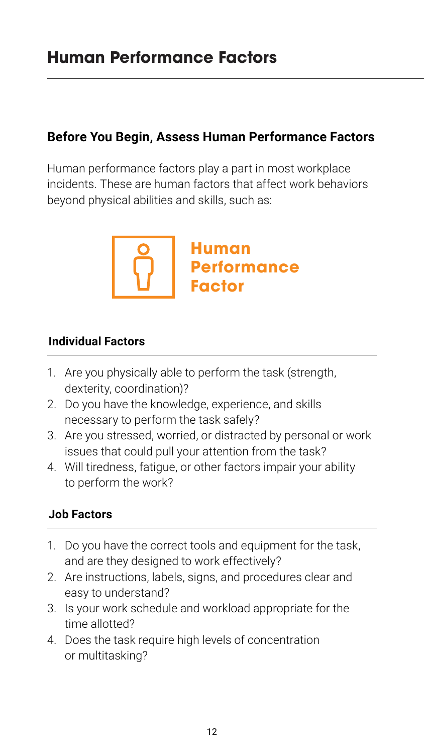# Human Performance Factors

## Before You Begin, Assess Human Performance Factors

Human performance factors play a part in most workplace incidents. These are human factors that affect work behaviors beyond physical abilities and skills, such as:

**Human Performance Factor**

### Individual Factors

1. Are you physically able to perform the task (strength, dexterity, coordination)?
2. Do you have the knowledge, experience, and skills necessary to perform the task safely?
3. Are you stressed, worried, or distracted by personal or work issues that could pull your attention from the task?
4. Will tiredness, fatigue, or other factors impair your ability to perform the work?

### Job Factors

1. Do you have the correct tools and equipment for the task, and are they designed to work effectively?
2. Are instructions, labels, signs, and procedures clear and easy to understand?
3. Is your work schedule and workload appropriate for the time allotted?
4. Does the task require high levels of concentration or multitasking?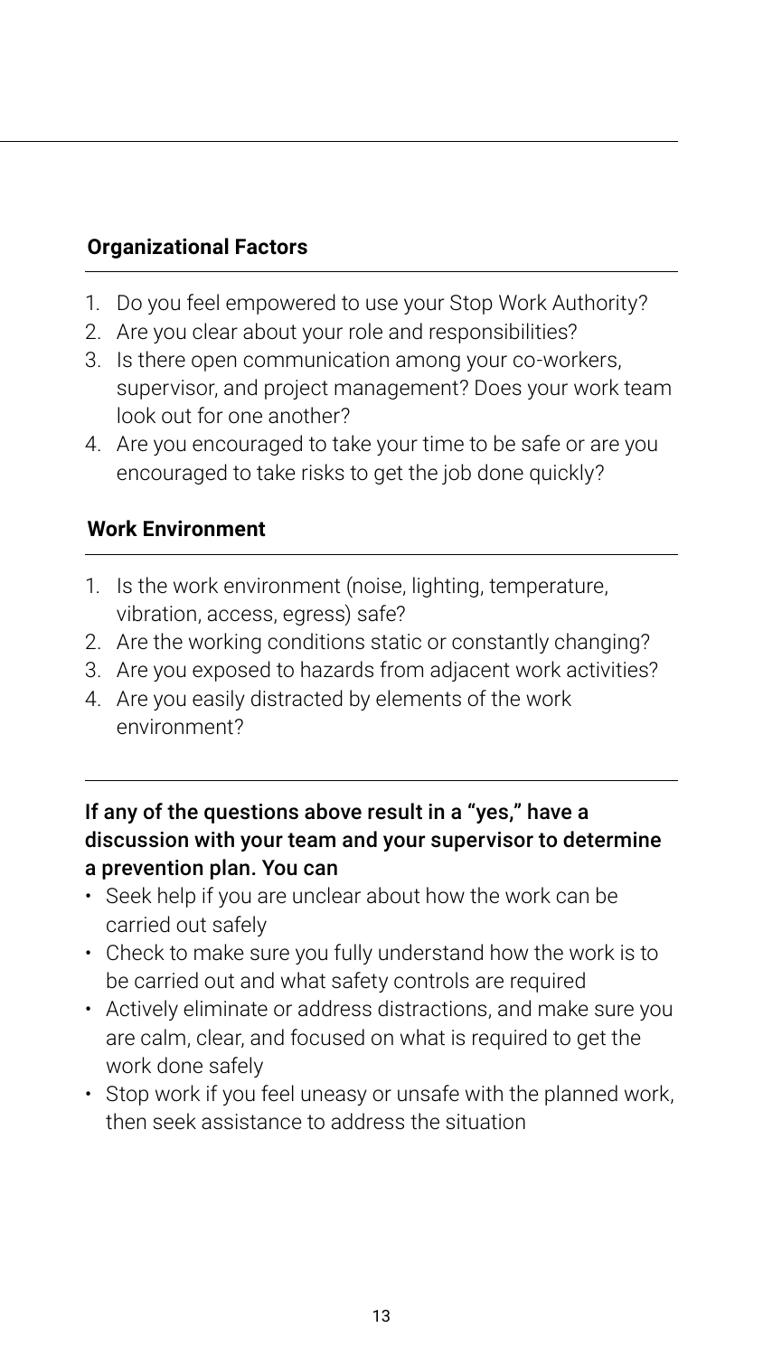### Organizational Factors

1. Do you feel empowered to use your Stop Work Authority?
2. Are you clear about your role and responsibilities?
3. Is there open communication among your co-workers, supervisor, and project management? Does your work team look out for one another?
4. Are you encouraged to take your time to be safe or are you encouraged to take risks to get the job done quickly?

### Work Environment

1. Is the work environment (noise, lighting, temperature, vibration, access, egress) safe?
2. Are the working conditions static or constantly changing?
3. Are you exposed to hazards from adjacent work activities?
4. Are you easily distracted by elements of the work environment?

**If any of the questions above result in a "yes," have a discussion with your team and your supervisor to determine a prevention plan. You can**

- Seek help if you are unclear about how the work can be carried out safely
- Check to make sure you fully understand how the work is to be carried out and what safety controls are required
- Actively eliminate or address distractions, and make sure you are calm, clear, and focused on what is required to get the work done safely
- Stop work if you feel uneasy or unsafe with the planned work, then seek assistance to address the situation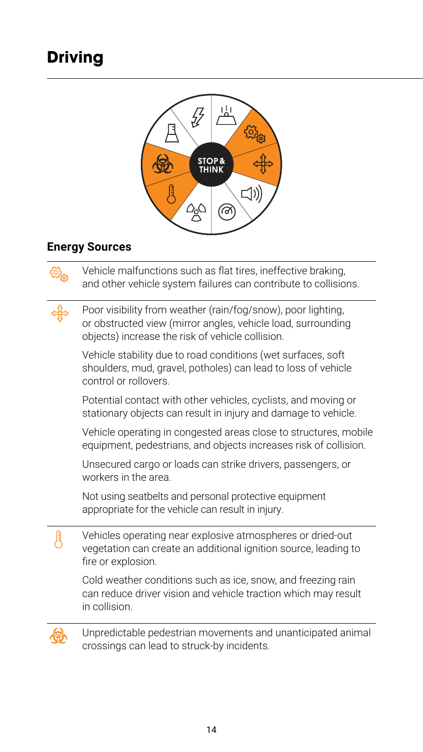# Driving

STOP & THINK

## Energy Sources

Vehicle malfunctions such as flat tires, ineffective braking, and other vehicle system failures can contribute to collisions.

Poor visibility from weather (rain/fog/snow), poor lighting, or obstructed view (mirror angles, vehicle load, surrounding objects) increase the risk of vehicle collision.

Vehicle stability due to road conditions (wet surfaces, soft shoulders, mud, gravel, potholes) can lead to loss of vehicle control or rollovers.

Potential contact with other vehicles, cyclists, and moving or stationary objects can result in injury and damage to vehicle.

Vehicle operating in congested areas close to structures, mobile equipment, pedestrians, and objects increases risk of collision.

Unsecured cargo or loads can strike drivers, passengers, or workers in the area.

Not using seatbelts and personal protective equipment appropriate for the vehicle can result in injury.

Vehicles operating near explosive atmospheres or dried-out vegetation can create an additional ignition source, leading to fire or explosion.

Cold weather conditions such as ice, snow, and freezing rain can reduce driver vision and vehicle traction which may result in collision.

Unpredictable pedestrian movements and unanticipated animal crossings can lead to struck-by incidents.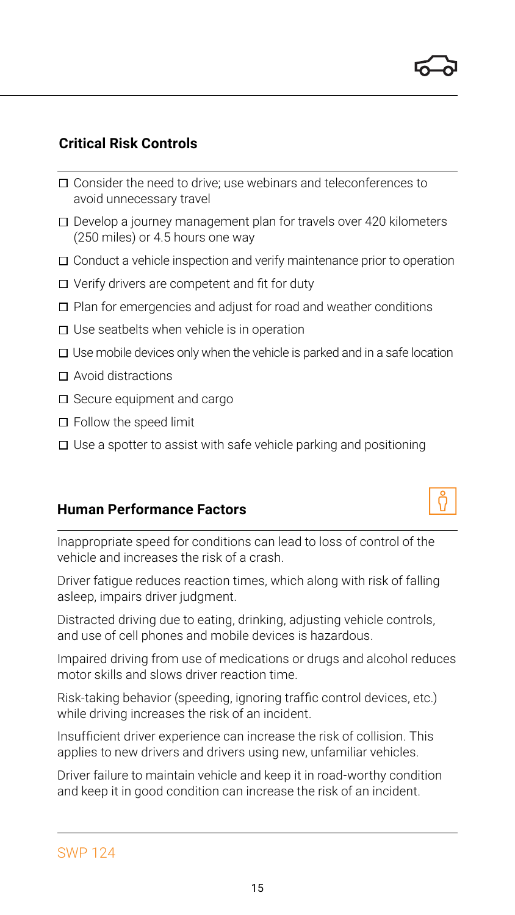## Critical Risk Controls

- ☐ Consider the need to drive; use webinars and teleconferences to avoid unnecessary travel
- ☐ Develop a journey management plan for travels over 420 kilometers (250 miles) or 4.5 hours one way
- ☐ Conduct a vehicle inspection and verify maintenance prior to operation
- ☐ Verify drivers are competent and fit for duty
- ☐ Plan for emergencies and adjust for road and weather conditions
- ☐ Use seatbelts when vehicle is in operation
- ☐ Use mobile devices only when the vehicle is parked and in a safe location
- ☐ Avoid distractions
- ☐ Secure equipment and cargo
- ☐ Follow the speed limit
- ☐ Use a spotter to assist with safe vehicle parking and positioning

## Human Performance Factors

Inappropriate speed for conditions can lead to loss of control of the vehicle and increases the risk of a crash.

Driver fatigue reduces reaction times, which along with risk of falling asleep, impairs driver judgment.

Distracted driving due to eating, drinking, adjusting vehicle controls, and use of cell phones and mobile devices is hazardous.

Impaired driving from use of medications or drugs and alcohol reduces motor skills and slows driver reaction time.

Risk-taking behavior (speeding, ignoring traffic control devices, etc.) while driving increases the risk of an incident.

Insufficient driver experience can increase the risk of collision. This applies to new drivers and drivers using new, unfamiliar vehicles.

Driver failure to maintain vehicle and keep it in road-worthy condition and keep it in good condition can increase the risk of an incident.

SWP 124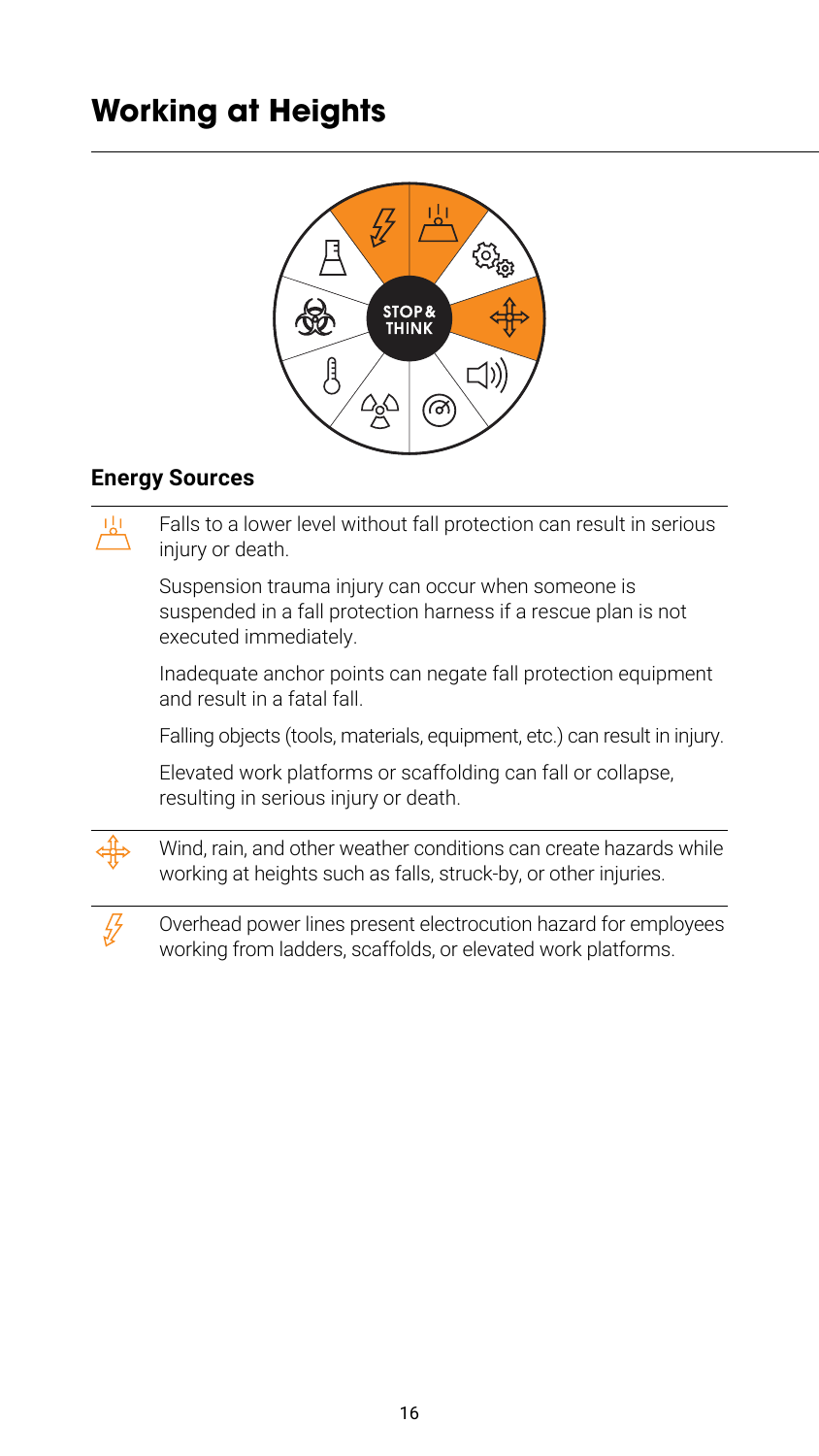# Working at Heights

STOP & THINK

## Energy Sources

Falls to a lower level without fall protection can result in serious injury or death.

Suspension trauma injury can occur when someone is suspended in a fall protection harness if a rescue plan is not executed immediately.

Inadequate anchor points can negate fall protection equipment and result in a fatal fall.

Falling objects (tools, materials, equipment, etc.) can result in injury.

Elevated work platforms or scaffolding can fall or collapse, resulting in serious injury or death.

Wind, rain, and other weather conditions can create hazards while working at heights such as falls, struck-by, or other injuries.

Overhead power lines present electrocution hazard for employees working from ladders, scaffolds, or elevated work platforms.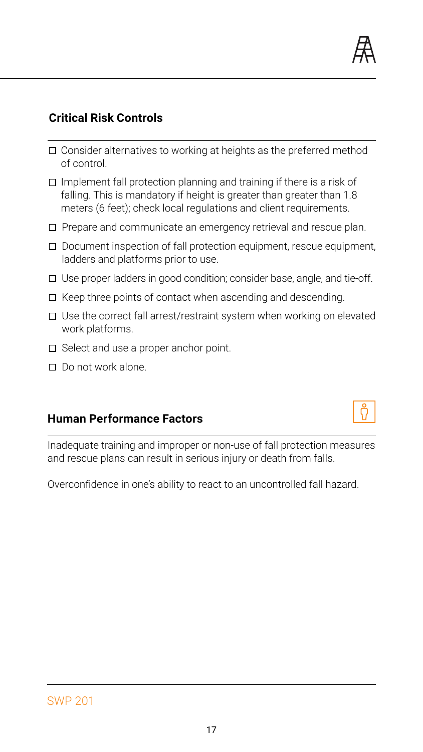## Critical Risk Controls

- ☐ Consider alternatives to working at heights as the preferred method of control.
- ☐ Implement fall protection planning and training if there is a risk of falling. This is mandatory if height is greater than greater than 1.8 meters (6 feet); check local regulations and client requirements.
- ☐ Prepare and communicate an emergency retrieval and rescue plan.
- ☐ Document inspection of fall protection equipment, rescue equipment, ladders and platforms prior to use.
- ☐ Use proper ladders in good condition; consider base, angle, and tie-off.
- ☐ Keep three points of contact when ascending and descending.
- ☐ Use the correct fall arrest/restraint system when working on elevated work platforms.
- ☐ Select and use a proper anchor point.
- ☐ Do not work alone.

## Human Performance Factors

Inadequate training and improper or non-use of fall protection measures and rescue plans can result in serious injury or death from falls.

Overconfidence in one's ability to react to an uncontrolled fall hazard.

SWP 201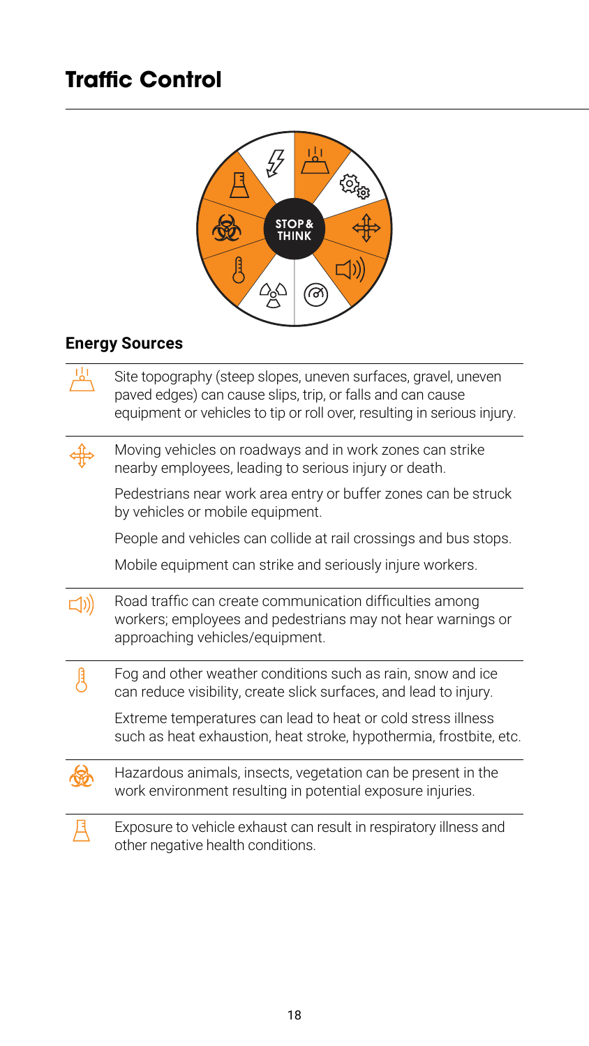# Traffic Control

STOP & THINK

## Energy Sources

Site topography (steep slopes, uneven surfaces, gravel, uneven paved edges) can cause slips, trip, or falls and can cause equipment or vehicles to tip or roll over, resulting in serious injury.

Moving vehicles on roadways and in work zones can strike nearby employees, leading to serious injury or death.

Pedestrians near work area entry or buffer zones can be struck by vehicles or mobile equipment.

People and vehicles can collide at rail crossings and bus stops.

Mobile equipment can strike and seriously injure workers.

Road traffic can create communication difficulties among workers; employees and pedestrians may not hear warnings or approaching vehicles/equipment.

Fog and other weather conditions such as rain, snow and ice can reduce visibility, create slick surfaces, and lead to injury.

Extreme temperatures can lead to heat or cold stress illness such as heat exhaustion, heat stroke, hypothermia, frostbite, etc.

Hazardous animals, insects, vegetation can be present in the work environment resulting in potential exposure injuries.

Exposure to vehicle exhaust can result in respiratory illness and other negative health conditions.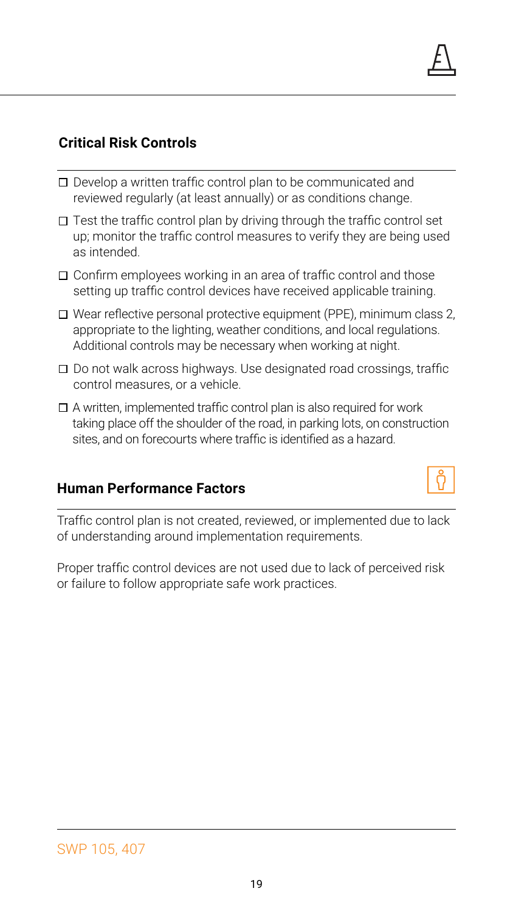## Critical Risk Controls

- ☐ Develop a written traffic control plan to be communicated and reviewed regularly (at least annually) or as conditions change.
- ☐ Test the traffic control plan by driving through the traffic control set up; monitor the traffic control measures to verify they are being used as intended.
- ☐ Confirm employees working in an area of traffic control and those setting up traffic control devices have received applicable training.
- ☐ Wear reflective personal protective equipment (PPE), minimum class 2, appropriate to the lighting, weather conditions, and local regulations. Additional controls may be necessary when working at night.
- ☐ Do not walk across highways. Use designated road crossings, traffic control measures, or a vehicle.
- ☐ A written, implemented traffic control plan is also required for work taking place off the shoulder of the road, in parking lots, on construction sites, and on forecourts where traffic is identified as a hazard.

## Human Performance Factors

Traffic control plan is not created, reviewed, or implemented due to lack of understanding around implementation requirements.

Proper traffic control devices are not used due to lack of perceived risk or failure to follow appropriate safe work practices.

SWP 105, 407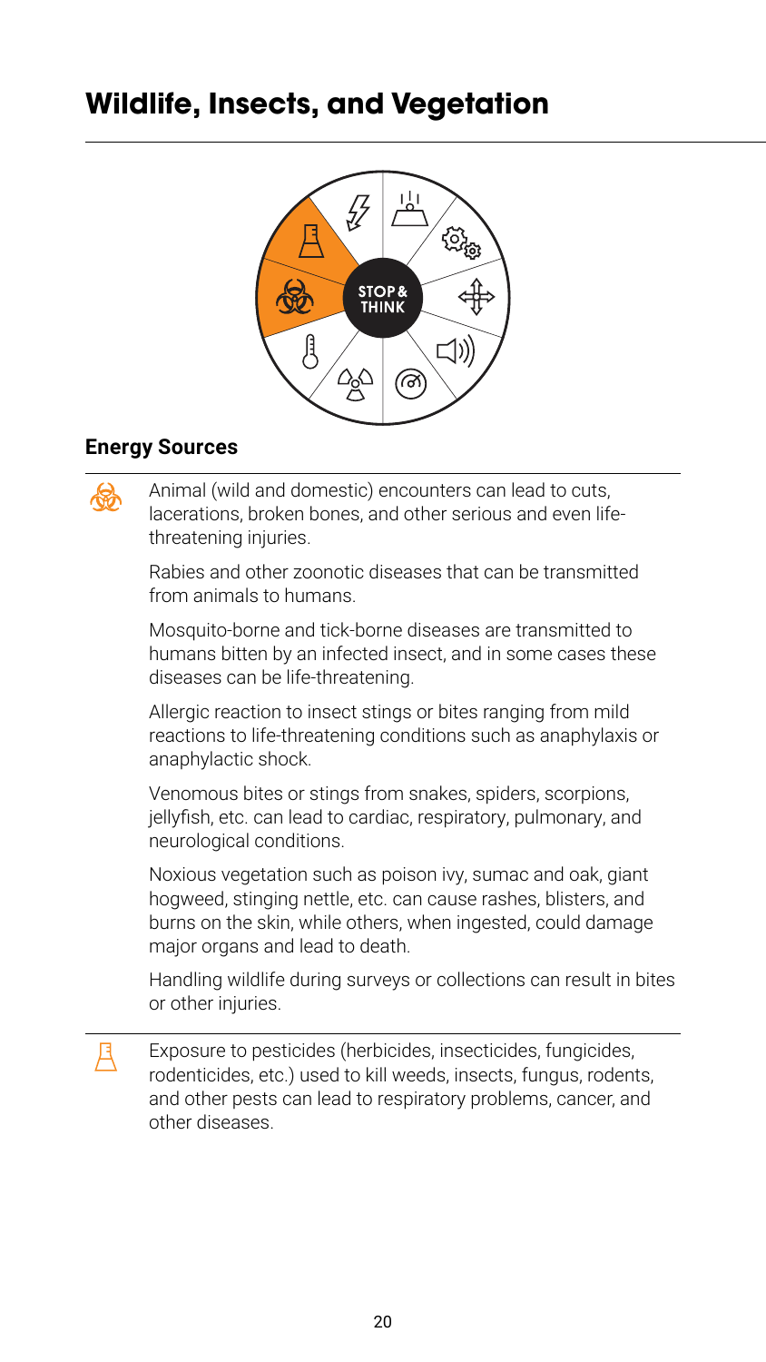# Wildlife, Insects, and Vegetation

### Energy Sources

Animal (wild and domestic) encounters can lead to cuts, lacerations, broken bones, and other serious and even life-threatening injuries.

Rabies and other zoonotic diseases that can be transmitted from animals to humans.

Mosquito-borne and tick-borne diseases are transmitted to humans bitten by an infected insect, and in some cases these diseases can be life-threatening.

Allergic reaction to insect stings or bites ranging from mild reactions to life-threatening conditions such as anaphylaxis or anaphylactic shock.

Venomous bites or stings from snakes, spiders, scorpions, jellyfish, etc. can lead to cardiac, respiratory, pulmonary, and neurological conditions.

Noxious vegetation such as poison ivy, sumac and oak, giant hogweed, stinging nettle, etc. can cause rashes, blisters, and burns on the skin, while others, when ingested, could damage major organs and lead to death.

Handling wildlife during surveys or collections can result in bites or other injuries.

---

Exposure to pesticides (herbicides, insecticides, fungicides, rodenticides, etc.) used to kill weeds, insects, fungus, rodents, and other pests can lead to respiratory problems, cancer, and other diseases.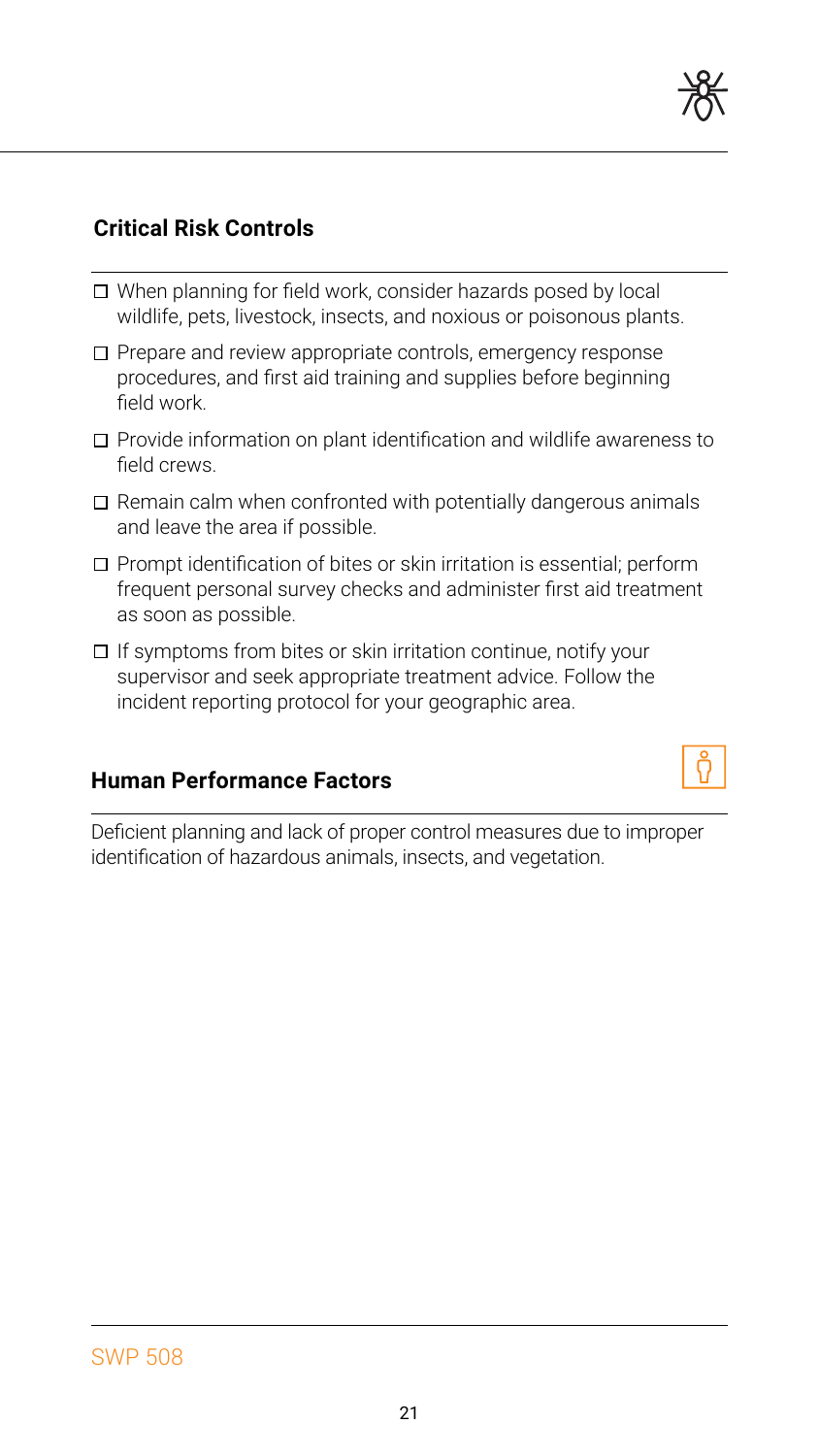## Critical Risk Controls

- ☐ When planning for field work, consider hazards posed by local wildlife, pets, livestock, insects, and noxious or poisonous plants.
- ☐ Prepare and review appropriate controls, emergency response procedures, and first aid training and supplies before beginning field work.
- ☐ Provide information on plant identification and wildlife awareness to field crews.
- ☐ Remain calm when confronted with potentially dangerous animals and leave the area if possible.
- ☐ Prompt identification of bites or skin irritation is essential; perform frequent personal survey checks and administer first aid treatment as soon as possible.
- ☐ If symptoms from bites or skin irritation continue, notify your supervisor and seek appropriate treatment advice. Follow the incident reporting protocol for your geographic area.

## Human Performance Factors

Deficient planning and lack of proper control measures due to improper identification of hazardous animals, insects, and vegetation.

SWP 508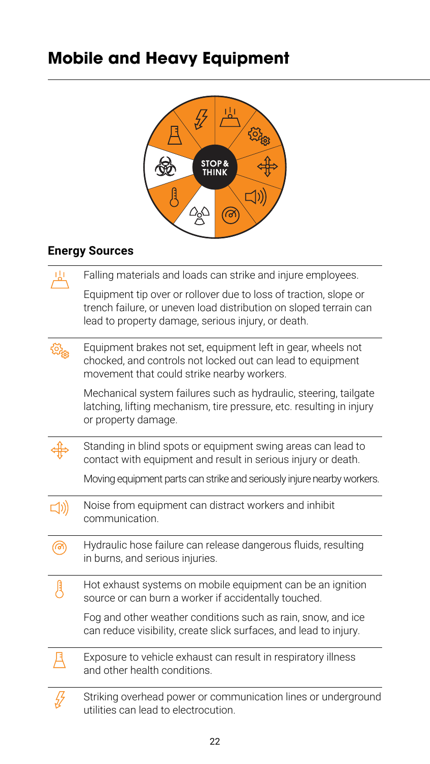# Mobile and Heavy Equipment

STOP & THINK

## Energy Sources

Falling materials and loads can strike and injure employees.

Equipment tip over or rollover due to loss of traction, slope or trench failure, or uneven load distribution on sloped terrain can lead to property damage, serious injury, or death.

Equipment brakes not set, equipment left in gear, wheels not chocked, and controls not locked out can lead to equipment movement that could strike nearby workers.

Mechanical system failures such as hydraulic, steering, tailgate latching, lifting mechanism, tire pressure, etc. resulting in injury or property damage.

Standing in blind spots or equipment swing areas can lead to contact with equipment and result in serious injury or death.

Moving equipment parts can strike and seriously injure nearby workers.

Noise from equipment can distract workers and inhibit communication.

Hydraulic hose failure can release dangerous fluids, resulting in burns, and serious injuries.

Hot exhaust systems on mobile equipment can be an ignition source or can burn a worker if accidentally touched.

Fog and other weather conditions such as rain, snow, and ice can reduce visibility, create slick surfaces, and lead to injury.

Exposure to vehicle exhaust can result in respiratory illness and other health conditions.

Striking overhead power or communication lines or underground utilities can lead to electrocution.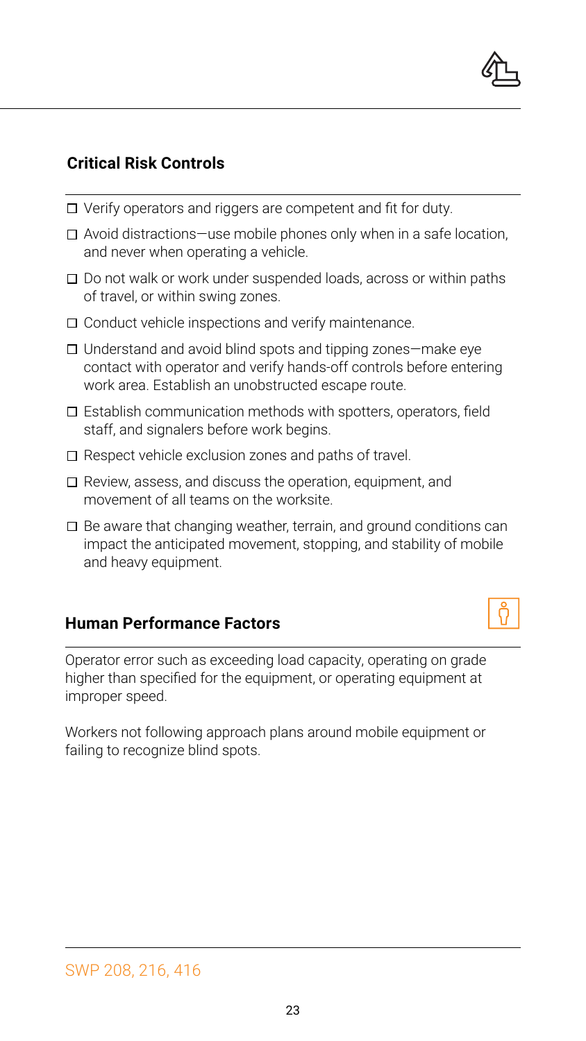## Critical Risk Controls

- ☐ Verify operators and riggers are competent and fit for duty.
- ☐ Avoid distractions—use mobile phones only when in a safe location, and never when operating a vehicle.
- ☐ Do not walk or work under suspended loads, across or within paths of travel, or within swing zones.
- ☐ Conduct vehicle inspections and verify maintenance.
- ☐ Understand and avoid blind spots and tipping zones—make eye contact with operator and verify hands-off controls before entering work area. Establish an unobstructed escape route.
- ☐ Establish communication methods with spotters, operators, field staff, and signalers before work begins.
- ☐ Respect vehicle exclusion zones and paths of travel.
- ☐ Review, assess, and discuss the operation, equipment, and movement of all teams on the worksite.
- ☐ Be aware that changing weather, terrain, and ground conditions can impact the anticipated movement, stopping, and stability of mobile and heavy equipment.

## Human Performance Factors

Operator error such as exceeding load capacity, operating on grade higher than specified for the equipment, or operating equipment at improper speed.

Workers not following approach plans around mobile equipment or failing to recognize blind spots.

SWP 208, 216, 416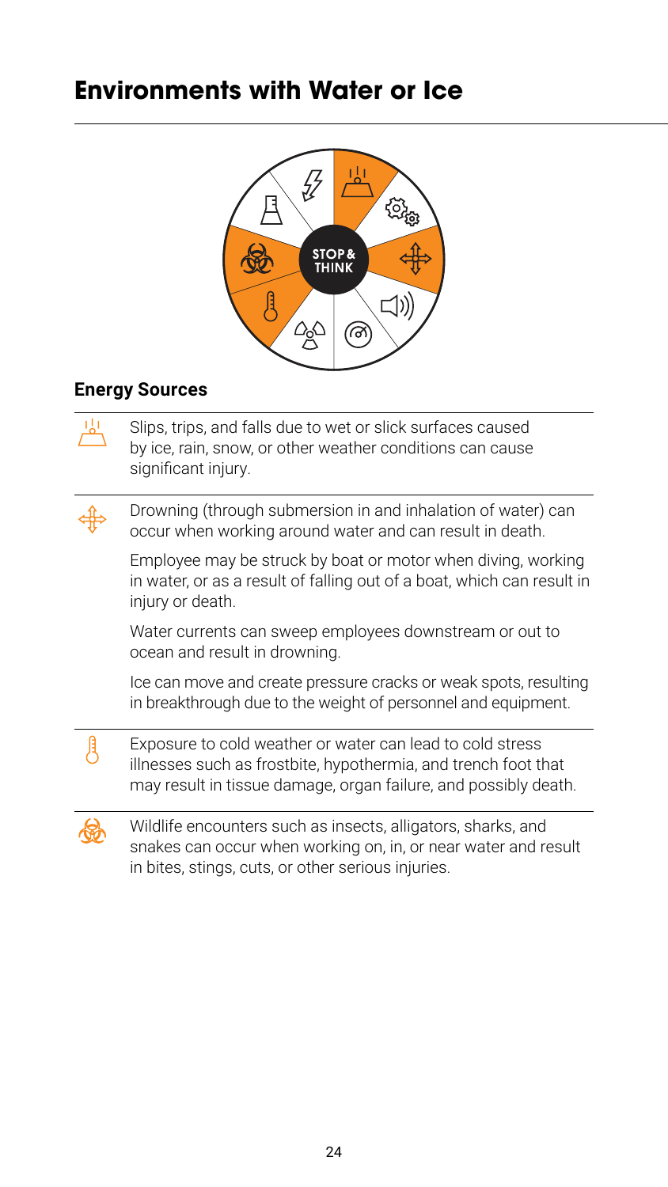# Environments with Water or Ice

STOP & THINK

## Energy Sources

Slips, trips, and falls due to wet or slick surfaces caused by ice, rain, snow, or other weather conditions can cause significant injury.

Drowning (through submersion in and inhalation of water) can occur when working around water and can result in death.

Employee may be struck by boat or motor when diving, working in water, or as a result of falling out of a boat, which can result in injury or death.

Water currents can sweep employees downstream or out to ocean and result in drowning.

Ice can move and create pressure cracks or weak spots, resulting in breakthrough due to the weight of personnel and equipment.

Exposure to cold weather or water can lead to cold stress illnesses such as frostbite, hypothermia, and trench foot that may result in tissue damage, organ failure, and possibly death.

Wildlife encounters such as insects, alligators, sharks, and snakes can occur when working on, in, or near water and result in bites, stings, cuts, or other serious injuries.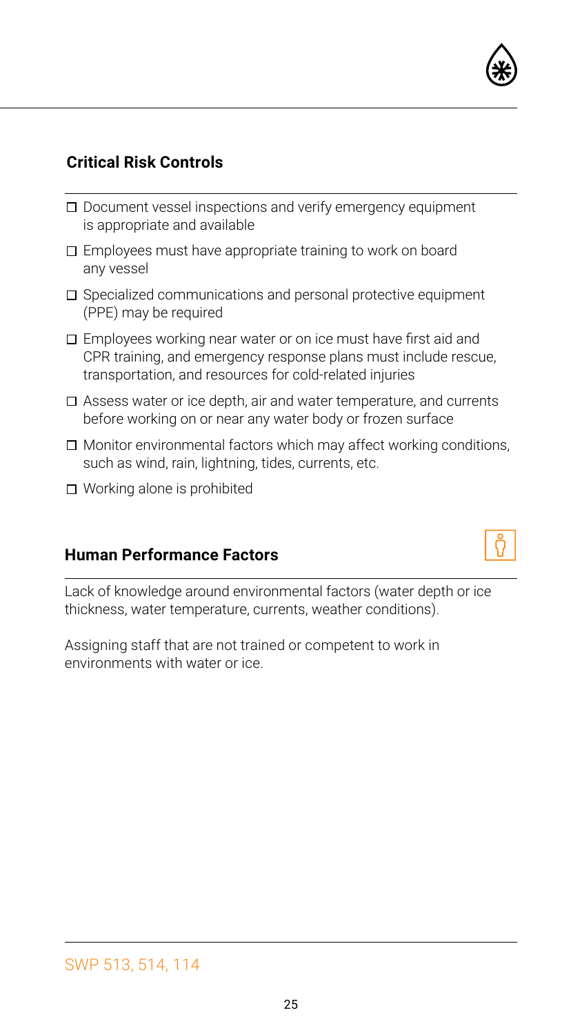## Critical Risk Controls

- ☐ Document vessel inspections and verify emergency equipment is appropriate and available
- ☐ Employees must have appropriate training to work on board any vessel
- ☐ Specialized communications and personal protective equipment (PPE) may be required
- ☐ Employees working near water or on ice must have first aid and CPR training, and emergency response plans must include rescue, transportation, and resources for cold-related injuries
- ☐ Assess water or ice depth, air and water temperature, and currents before working on or near any water body or frozen surface
- ☐ Monitor environmental factors which may affect working conditions, such as wind, rain, lightning, tides, currents, etc.
- ☐ Working alone is prohibited

## Human Performance Factors

Lack of knowledge around environmental factors (water depth or ice thickness, water temperature, currents, weather conditions).

Assigning staff that are not trained or competent to work in environments with water or ice.

SWP 513, 514, 114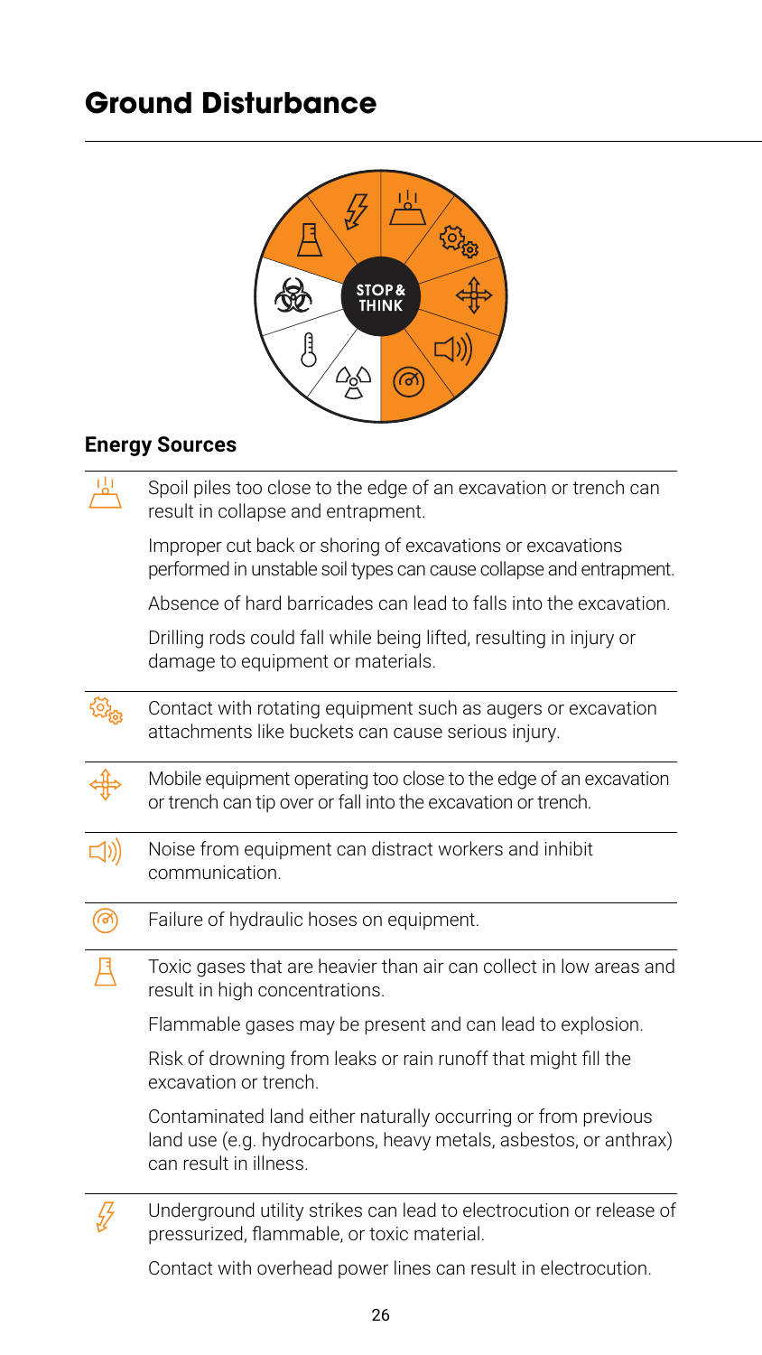# Ground Disturbance

STOP & THINK

## Energy Sources

Spoil piles too close to the edge of an excavation or trench can result in collapse and entrapment.

Improper cut back or shoring of excavations or excavations performed in unstable soil types can cause collapse and entrapment.

Absence of hard barricades can lead to falls into the excavation.

Drilling rods could fall while being lifted, resulting in injury or damage to equipment or materials.

Contact with rotating equipment such as augers or excavation attachments like buckets can cause serious injury.

Mobile equipment operating too close to the edge of an excavation or trench can tip over or fall into the excavation or trench.

Noise from equipment can distract workers and inhibit communication.

Failure of hydraulic hoses on equipment.

Toxic gases that are heavier than air can collect in low areas and result in high concentrations.

Flammable gases may be present and can lead to explosion.

Risk of drowning from leaks or rain runoff that might fill the excavation or trench.

Contaminated land either naturally occurring or from previous land use (e.g. hydrocarbons, heavy metals, asbestos, or anthrax) can result in illness.

Underground utility strikes can lead to electrocution or release of pressurized, flammable, or toxic material.

Contact with overhead power lines can result in electrocution.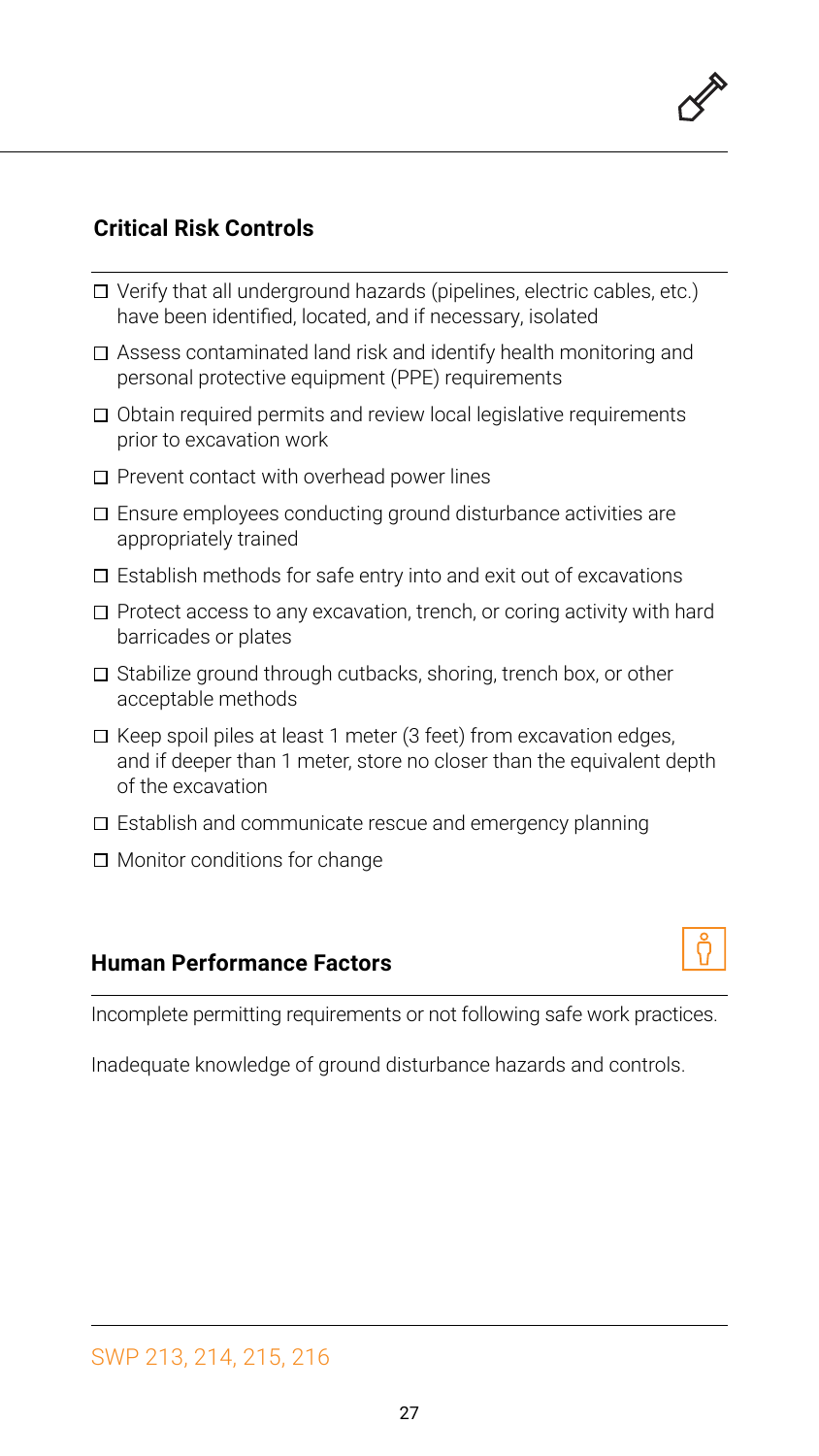## Critical Risk Controls

- ☐ Verify that all underground hazards (pipelines, electric cables, etc.) have been identified, located, and if necessary, isolated
- ☐ Assess contaminated land risk and identify health monitoring and personal protective equipment (PPE) requirements
- ☐ Obtain required permits and review local legislative requirements prior to excavation work
- ☐ Prevent contact with overhead power lines
- ☐ Ensure employees conducting ground disturbance activities are appropriately trained
- ☐ Establish methods for safe entry into and exit out of excavations
- ☐ Protect access to any excavation, trench, or coring activity with hard barricades or plates
- ☐ Stabilize ground through cutbacks, shoring, trench box, or other acceptable methods
- ☐ Keep spoil piles at least 1 meter (3 feet) from excavation edges, and if deeper than 1 meter, store no closer than the equivalent depth of the excavation
- ☐ Establish and communicate rescue and emergency planning
- ☐ Monitor conditions for change

## Human Performance Factors

Incomplete permitting requirements or not following safe work practices.

Inadequate knowledge of ground disturbance hazards and controls.

SWP 213, 214, 215, 216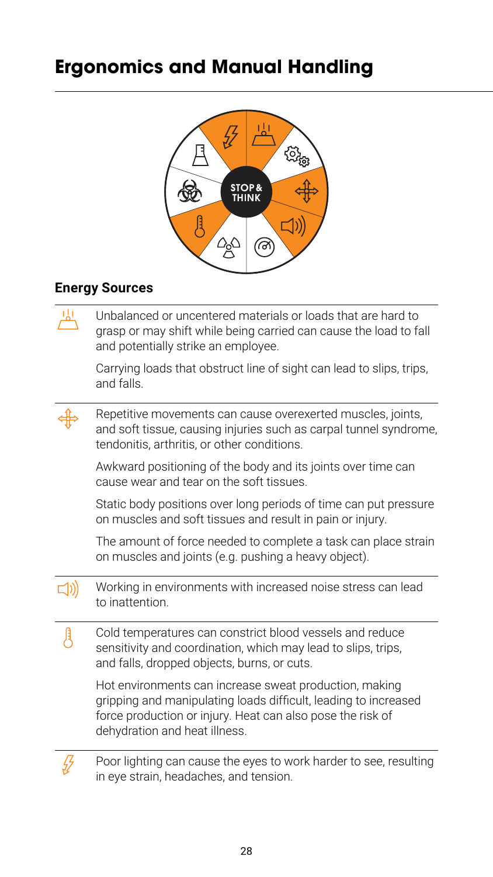# Ergonomics and Manual Handling

STOP & THINK

## Energy Sources

Unbalanced or uncentered materials or loads that are hard to grasp or may shift while being carried can cause the load to fall and potentially strike an employee.

Carrying loads that obstruct line of sight can lead to slips, trips, and falls.

---

Repetitive movements can cause overexerted muscles, joints, and soft tissue, causing injuries such as carpal tunnel syndrome, tendonitis, arthritis, or other conditions.

Awkward positioning of the body and its joints over time can cause wear and tear on the soft tissues.

Static body positions over long periods of time can put pressure on muscles and soft tissues and result in pain or injury.

The amount of force needed to complete a task can place strain on muscles and joints (e.g. pushing a heavy object).

---

Working in environments with increased noise stress can lead to inattention.

---

Cold temperatures can constrict blood vessels and reduce sensitivity and coordination, which may lead to slips, trips, and falls, dropped objects, burns, or cuts.

Hot environments can increase sweat production, making gripping and manipulating loads difficult, leading to increased force production or injury. Heat can also pose the risk of dehydration and heat illness.

---

Poor lighting can cause the eyes to work harder to see, resulting in eye strain, headaches, and tension.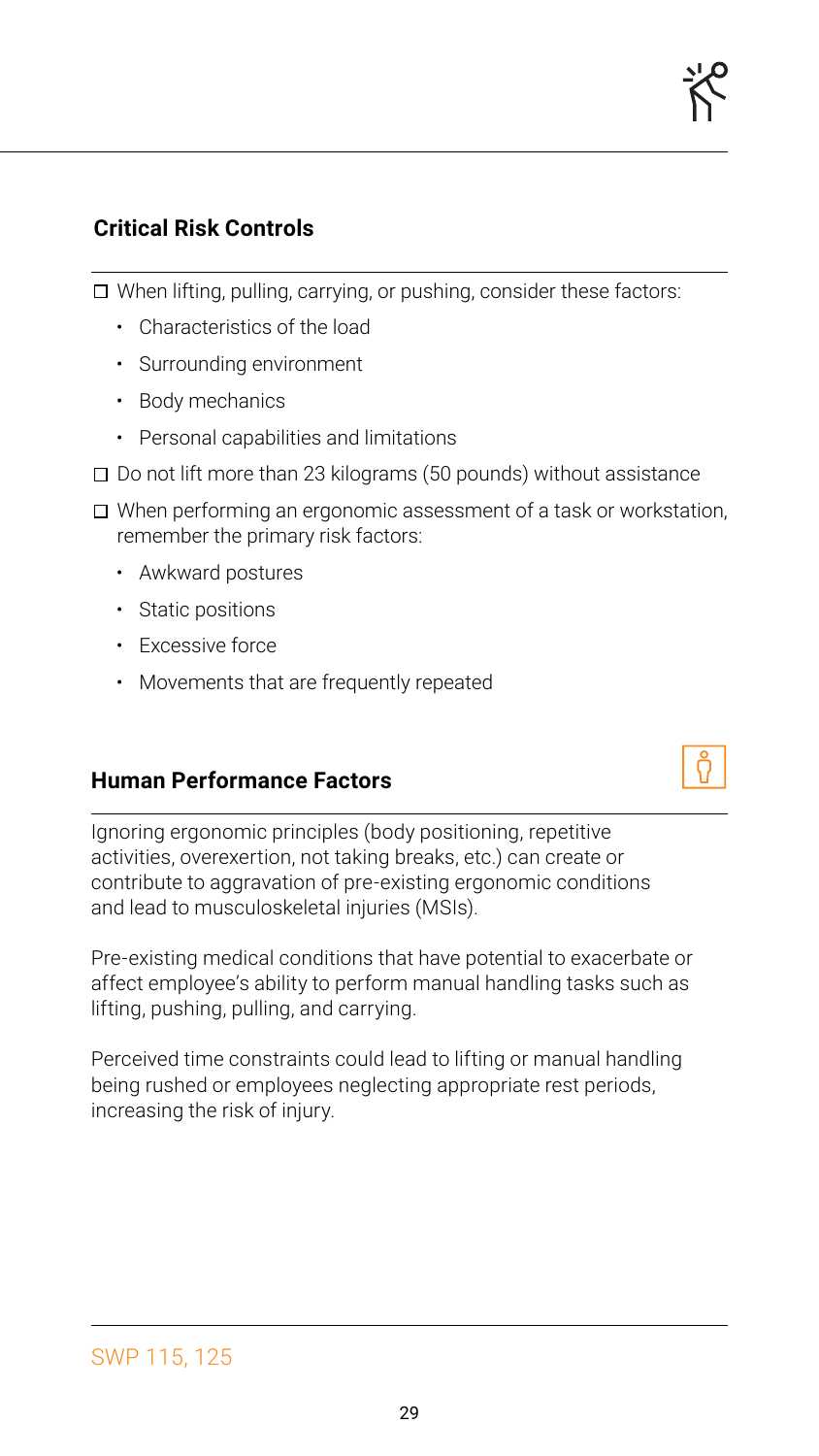## Critical Risk Controls

- [ ] When lifting, pulling, carrying, or pushing, consider these factors:
  - Characteristics of the load
  - Surrounding environment
  - Body mechanics
  - Personal capabilities and limitations
- [ ] Do not lift more than 23 kilograms (50 pounds) without assistance
- [ ] When performing an ergonomic assessment of a task or workstation, remember the primary risk factors:
  - Awkward postures
  - Static positions
  - Excessive force
  - Movements that are frequently repeated

## Human Performance Factors

Ignoring ergonomic principles (body positioning, repetitive activities, overexertion, not taking breaks, etc.) can create or contribute to aggravation of pre-existing ergonomic conditions and lead to musculoskeletal injuries (MSIs).

Pre-existing medical conditions that have potential to exacerbate or affect employee's ability to perform manual handling tasks such as lifting, pushing, pulling, and carrying.

Perceived time constraints could lead to lifting or manual handling being rushed or employees neglecting appropriate rest periods, increasing the risk of injury.

SWP 115, 125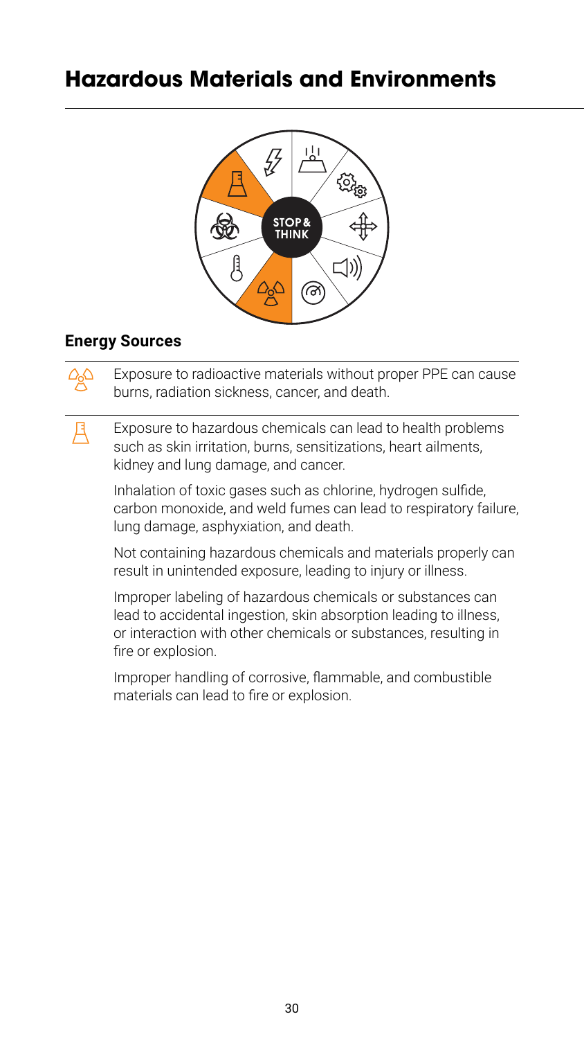# Hazardous Materials and Environments

## Energy Sources

Exposure to radioactive materials without proper PPE can cause burns, radiation sickness, cancer, and death.

Exposure to hazardous chemicals can lead to health problems such as skin irritation, burns, sensitizations, heart ailments, kidney and lung damage, and cancer.

Inhalation of toxic gases such as chlorine, hydrogen sulfide, carbon monoxide, and weld fumes can lead to respiratory failure, lung damage, asphyxiation, and death.

Not containing hazardous chemicals and materials properly can result in unintended exposure, leading to injury or illness.

Improper labeling of hazardous chemicals or substances can lead to accidental ingestion, skin absorption leading to illness, or interaction with other chemicals or substances, resulting in fire or explosion.

Improper handling of corrosive, flammable, and combustible materials can lead to fire or explosion.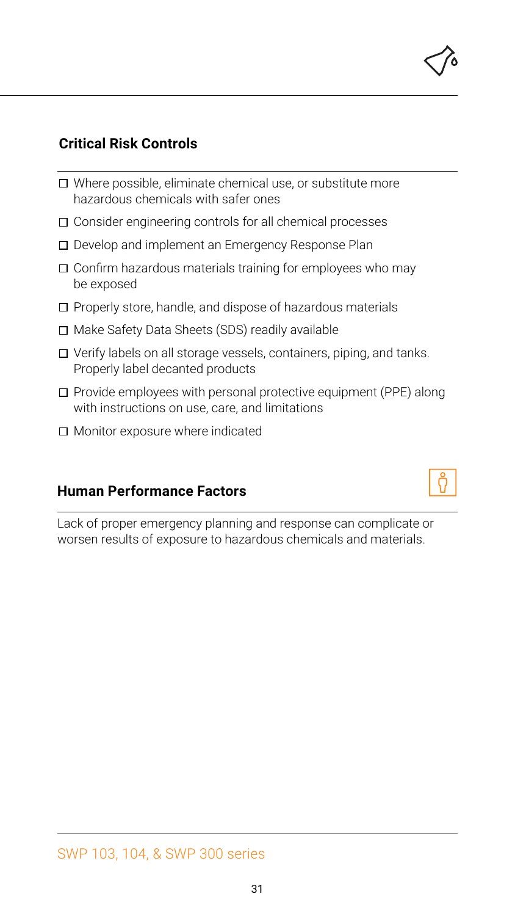## Critical Risk Controls

- ☐ Where possible, eliminate chemical use, or substitute more hazardous chemicals with safer ones
- ☐ Consider engineering controls for all chemical processes
- ☐ Develop and implement an Emergency Response Plan
- ☐ Confirm hazardous materials training for employees who may be exposed
- ☐ Properly store, handle, and dispose of hazardous materials
- ☐ Make Safety Data Sheets (SDS) readily available
- ☐ Verify labels on all storage vessels, containers, piping, and tanks. Properly label decanted products
- ☐ Provide employees with personal protective equipment (PPE) along with instructions on use, care, and limitations
- ☐ Monitor exposure where indicated

## Human Performance Factors

Lack of proper emergency planning and response can complicate or worsen results of exposure to hazardous chemicals and materials.

SWP 103, 104, & SWP 300 series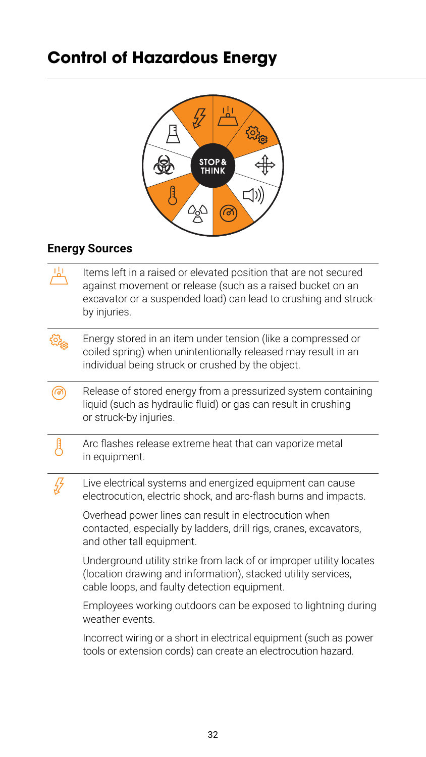# Control of Hazardous Energy

STOP & THINK

## Energy Sources

Items left in a raised or elevated position that are not secured against movement or release (such as a raised bucket on an excavator or a suspended load) can lead to crushing and struck-by injuries.

Energy stored in an item under tension (like a compressed or coiled spring) when unintentionally released may result in an individual being struck or crushed by the object.

Release of stored energy from a pressurized system containing liquid (such as hydraulic fluid) or gas can result in crushing or struck-by injuries.

Arc flashes release extreme heat that can vaporize metal in equipment.

Live electrical systems and energized equipment can cause electrocution, electric shock, and arc-flash burns and impacts.

Overhead power lines can result in electrocution when contacted, especially by ladders, drill rigs, cranes, excavators, and other tall equipment.

Underground utility strike from lack of or improper utility locates (location drawing and information), stacked utility services, cable loops, and faulty detection equipment.

Employees working outdoors can be exposed to lightning during weather events.

Incorrect wiring or a short in electrical equipment (such as power tools or extension cords) can create an electrocution hazard.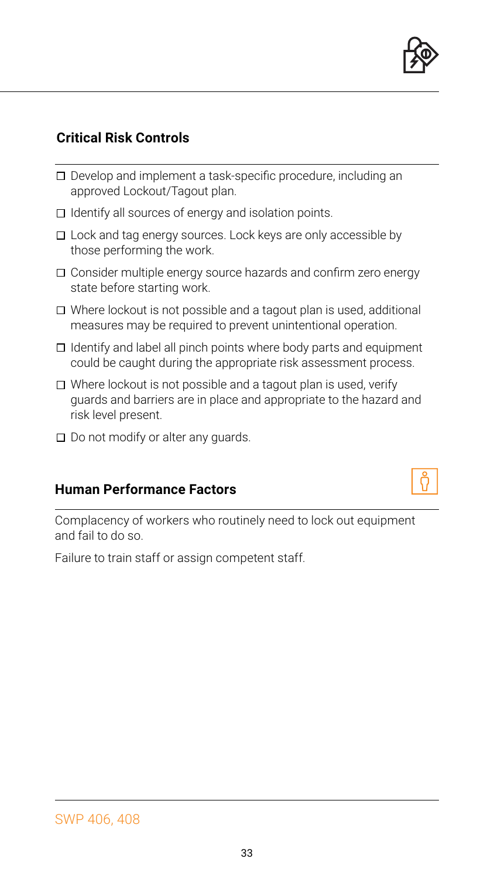## Critical Risk Controls

- [ ] Develop and implement a task-specific procedure, including an approved Lockout/Tagout plan.
- [ ] Identify all sources of energy and isolation points.
- [ ] Lock and tag energy sources. Lock keys are only accessible by those performing the work.
- [ ] Consider multiple energy source hazards and confirm zero energy state before starting work.
- [ ] Where lockout is not possible and a tagout plan is used, additional measures may be required to prevent unintentional operation.
- [ ] Identify and label all pinch points where body parts and equipment could be caught during the appropriate risk assessment process.
- [ ] Where lockout is not possible and a tagout plan is used, verify guards and barriers are in place and appropriate to the hazard and risk level present.
- [ ] Do not modify or alter any guards.

## Human Performance Factors

Complacency of workers who routinely need to lock out equipment and fail to do so.

Failure to train staff or assign competent staff.

SWP 406, 408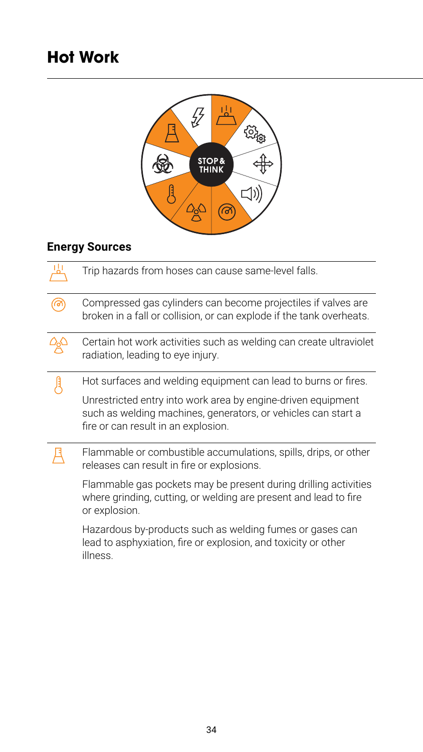# Hot Work

STOP & THINK

## Energy Sources

- Trip hazards from hoses can cause same-level falls.

- Compressed gas cylinders can become projectiles if valves are broken in a fall or collision, or can explode if the tank overheats.

- Certain hot work activities such as welding can create ultraviolet radiation, leading to eye injury.

- Hot surfaces and welding equipment can lead to burns or fires.

  Unrestricted entry into work area by engine-driven equipment such as welding machines, generators, or vehicles can start a fire or can result in an explosion.

- Flammable or combustible accumulations, spills, drips, or other releases can result in fire or explosions.

  Flammable gas pockets may be present during drilling activities where grinding, cutting, or welding are present and lead to fire or explosion.

  Hazardous by-products such as welding fumes or gases can lead to asphyxiation, fire or explosion, and toxicity or other illness.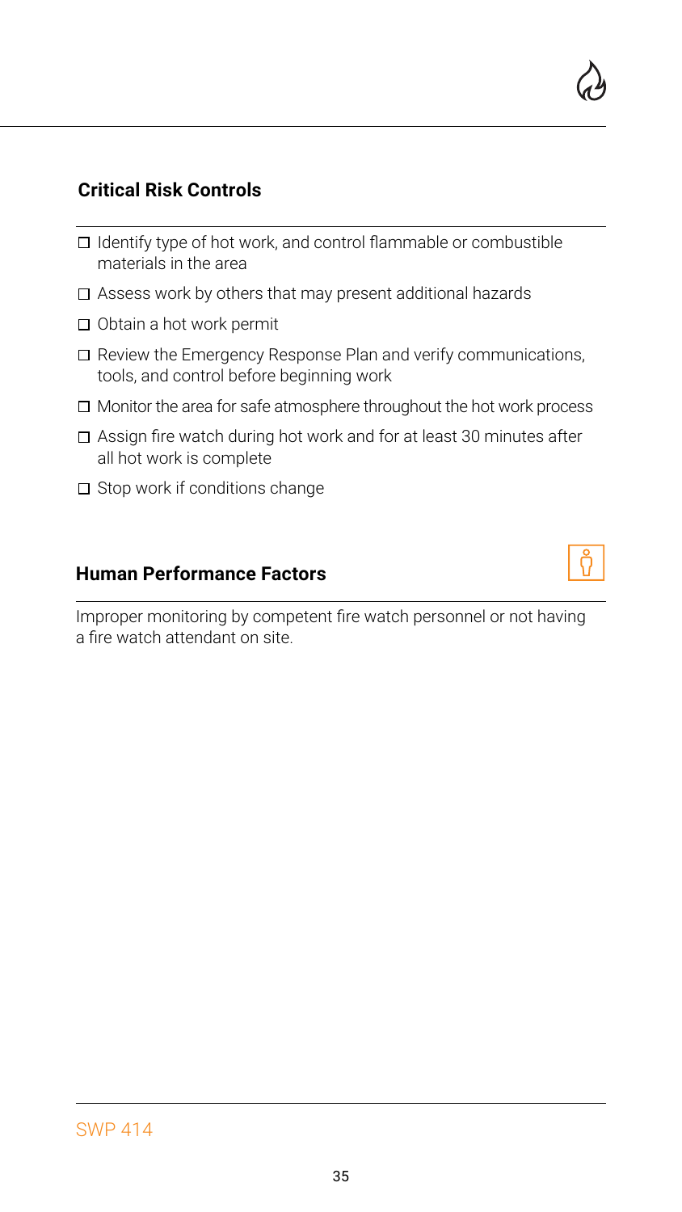## Critical Risk Controls

- [ ] Identify type of hot work, and control flammable or combustible materials in the area
- [ ] Assess work by others that may present additional hazards
- [ ] Obtain a hot work permit
- [ ] Review the Emergency Response Plan and verify communications, tools, and control before beginning work
- [ ] Monitor the area for safe atmosphere throughout the hot work process
- [ ] Assign fire watch during hot work and for at least 30 minutes after all hot work is complete
- [ ] Stop work if conditions change

## Human Performance Factors

Improper monitoring by competent fire watch personnel or not having a fire watch attendant on site.

SWP 414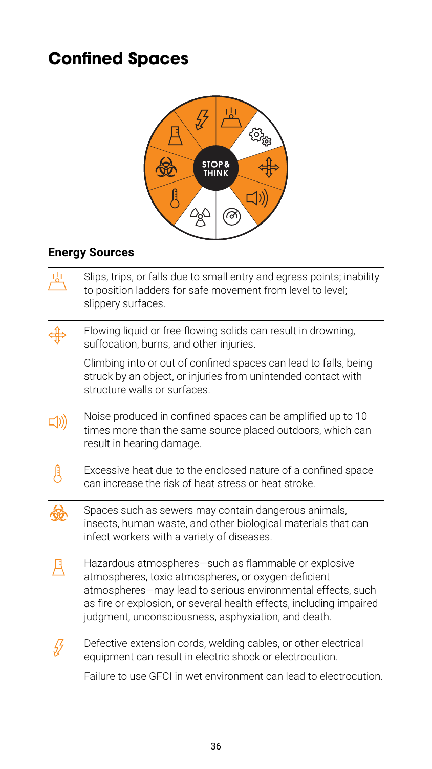# Confined Spaces

STOP & THINK

## Energy Sources

Slips, trips, or falls due to small entry and egress points; inability to position ladders for safe movement from level to level; slippery surfaces.

Flowing liquid or free-flowing solids can result in drowning, suffocation, burns, and other injuries.

Climbing into or out of confined spaces can lead to falls, being struck by an object, or injuries from unintended contact with structure walls or surfaces.

Noise produced in confined spaces can be amplified up to 10 times more than the same source placed outdoors, which can result in hearing damage.

Excessive heat due to the enclosed nature of a confined space can increase the risk of heat stress or heat stroke.

Spaces such as sewers may contain dangerous animals, insects, human waste, and other biological materials that can infect workers with a variety of diseases.

Hazardous atmospheres—such as flammable or explosive atmospheres, toxic atmospheres, or oxygen-deficient atmospheres—may lead to serious environmental effects, such as fire or explosion, or several health effects, including impaired judgment, unconsciousness, asphyxiation, and death.

Defective extension cords, welding cables, or other electrical equipment can result in electric shock or electrocution.

Failure to use GFCI in wet environment can lead to electrocution.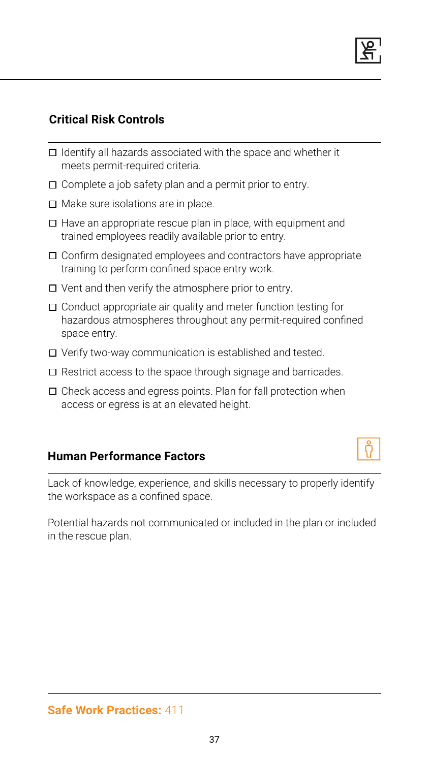## Critical Risk Controls

- ☐ Identify all hazards associated with the space and whether it meets permit-required criteria.
- ☐ Complete a job safety plan and a permit prior to entry.
- ☐ Make sure isolations are in place.
- ☐ Have an appropriate rescue plan in place, with equipment and trained employees readily available prior to entry.
- ☐ Confirm designated employees and contractors have appropriate training to perform confined space entry work.
- ☐ Vent and then verify the atmosphere prior to entry.
- ☐ Conduct appropriate air quality and meter function testing for hazardous atmospheres throughout any permit-required confined space entry.
- ☐ Verify two-way communication is established and tested.
- ☐ Restrict access to the space through signage and barricades.
- ☐ Check access and egress points. Plan for fall protection when access or egress is at an elevated height.

## Human Performance Factors

Lack of knowledge, experience, and skills necessary to properly identify the workspace as a confined space.

Potential hazards not communicated or included in the plan or included in the rescue plan.

**Safe Work Practices:** 411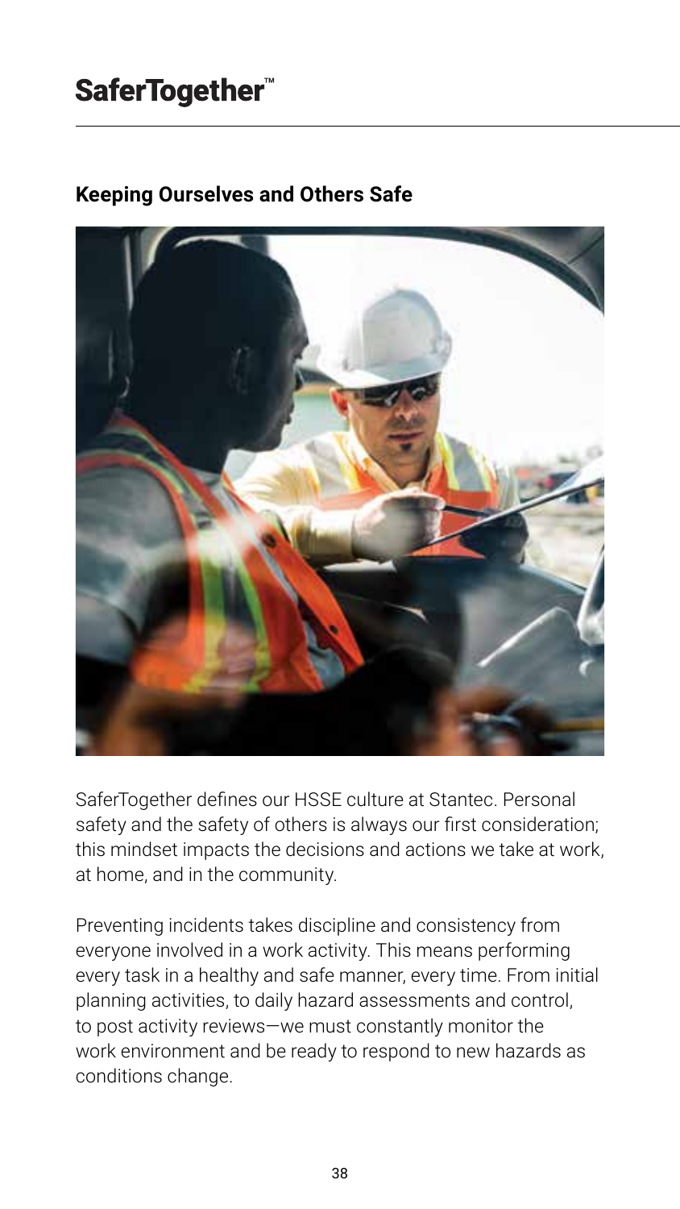# SaferTogether™

## Keeping Ourselves and Others Safe

SaferTogether defines our HSSE culture at Stantec. Personal safety and the safety of others is always our first consideration; this mindset impacts the decisions and actions we take at work, at home, and in the community.

Preventing incidents takes discipline and consistency from everyone involved in a work activity. This means performing every task in a healthy and safe manner, every time. From initial planning activities, to daily hazard assessments and control, to post activity reviews—we must constantly monitor the work environment and be ready to respond to new hazards as conditions change.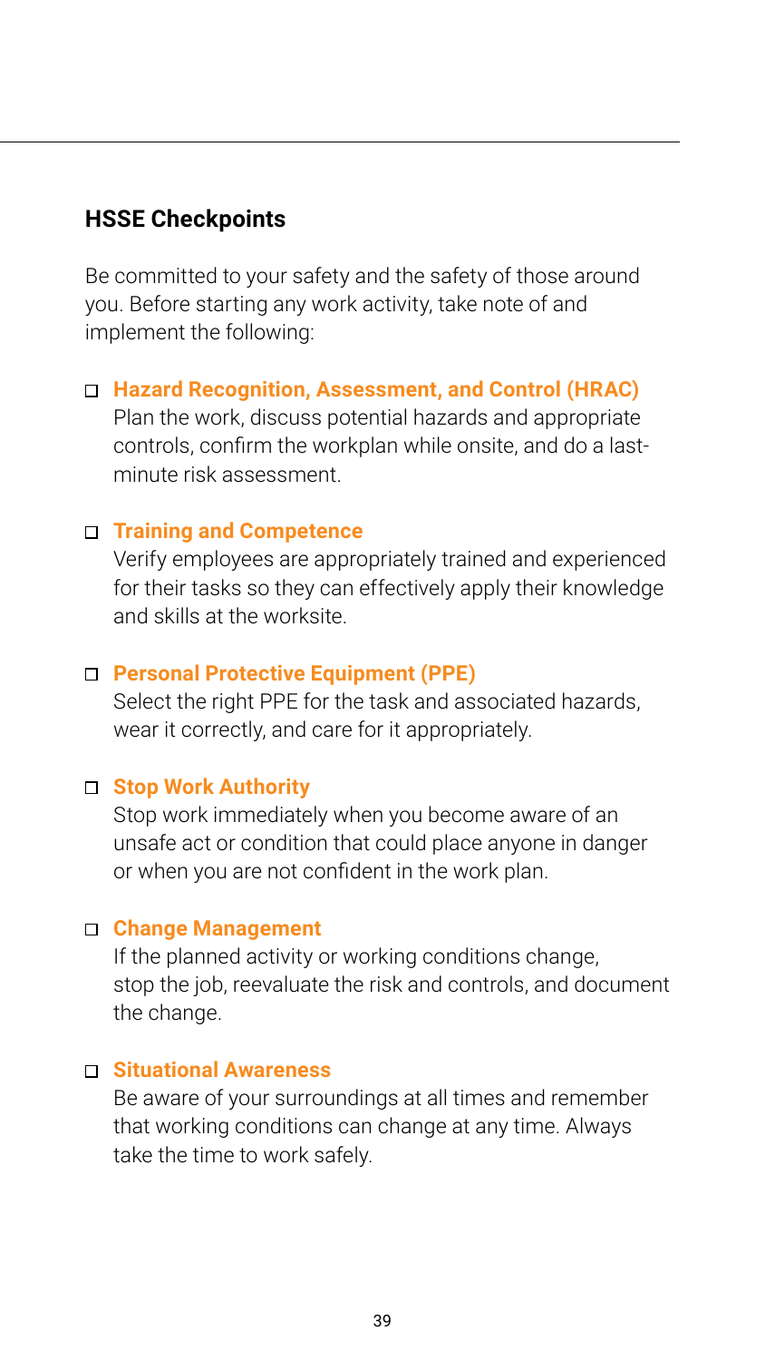## HSSE Checkpoints

Be committed to your safety and the safety of those around you. Before starting any work activity, take note of and implement the following:

- [ ] **Hazard Recognition, Assessment, and Control (HRAC)**
  Plan the work, discuss potential hazards and appropriate controls, confirm the workplan while onsite, and do a last-minute risk assessment.

- [ ] **Training and Competence**
  Verify employees are appropriately trained and experienced for their tasks so they can effectively apply their knowledge and skills at the worksite.

- [ ] **Personal Protective Equipment (PPE)**
  Select the right PPE for the task and associated hazards, wear it correctly, and care for it appropriately.

- [ ] **Stop Work Authority**
  Stop work immediately when you become aware of an unsafe act or condition that could place anyone in danger or when you are not confident in the work plan.

- [ ] **Change Management**
  If the planned activity or working conditions change, stop the job, reevaluate the risk and controls, and document the change.

- [ ] **Situational Awareness**
  Be aware of your surroundings at all times and remember that working conditions can change at any time. Always take the time to work safely.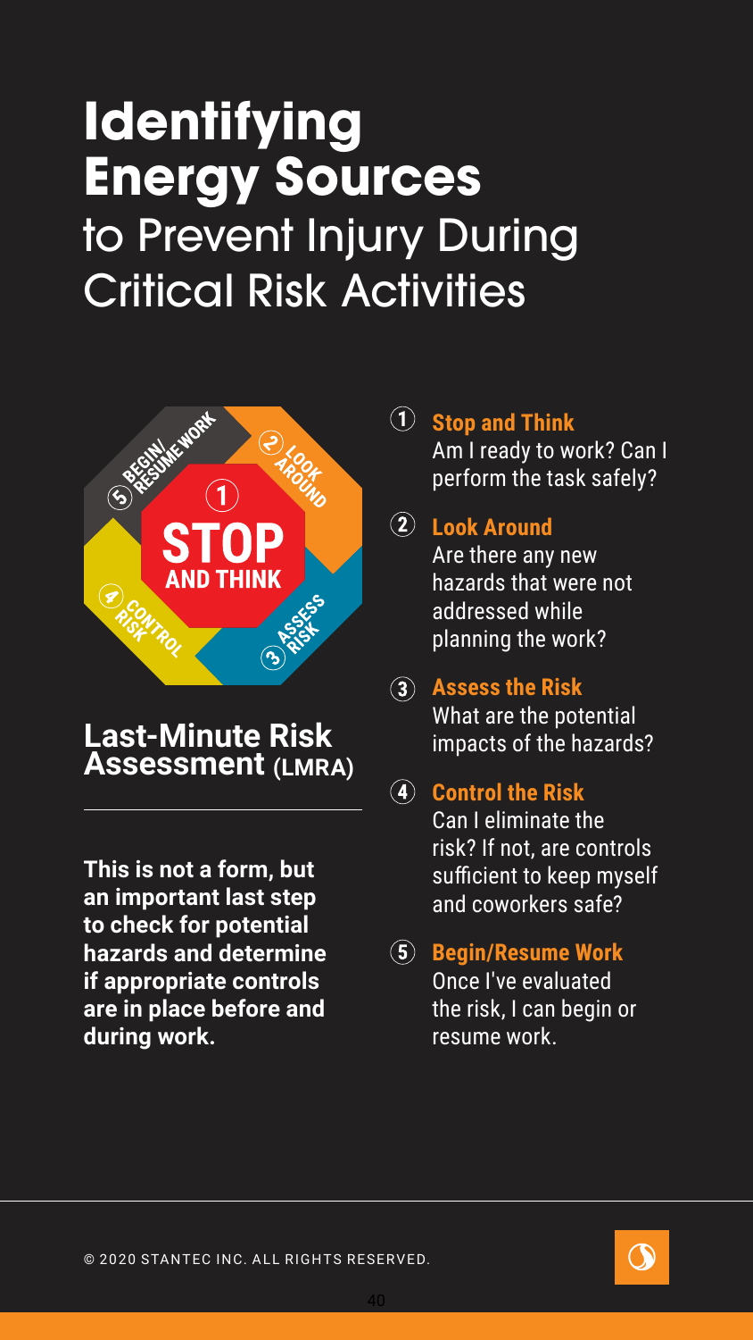# Identifying Energy Sources

## to Prevent Injury During Critical Risk Activities

1 STOP AND THINK

2 LOOK AROUND

3 ASSESS RISK

4 CONTROL RISK

5 BEGIN/ RESUME WORK

## Last-Minute Risk Assessment (LMRA)

**This is not a form, but an important last step to check for potential hazards and determine if appropriate controls are in place before and during work.**

1. **Stop and Think**
   Am I ready to work? Can I perform the task safely?

2. **Look Around**
   Are there any new hazards that were not addressed while planning the work?

3. **Assess the Risk**
   What are the potential impacts of the hazards?

4. **Control the Risk**
   Can I eliminate the risk? If not, are controls sufficient to keep myself and coworkers safe?

5. **Begin/Resume Work**
   Once I've evaluated the risk, I can begin or resume work.

© 2020 STANTEC INC. ALL RIGHTS RESERVED.